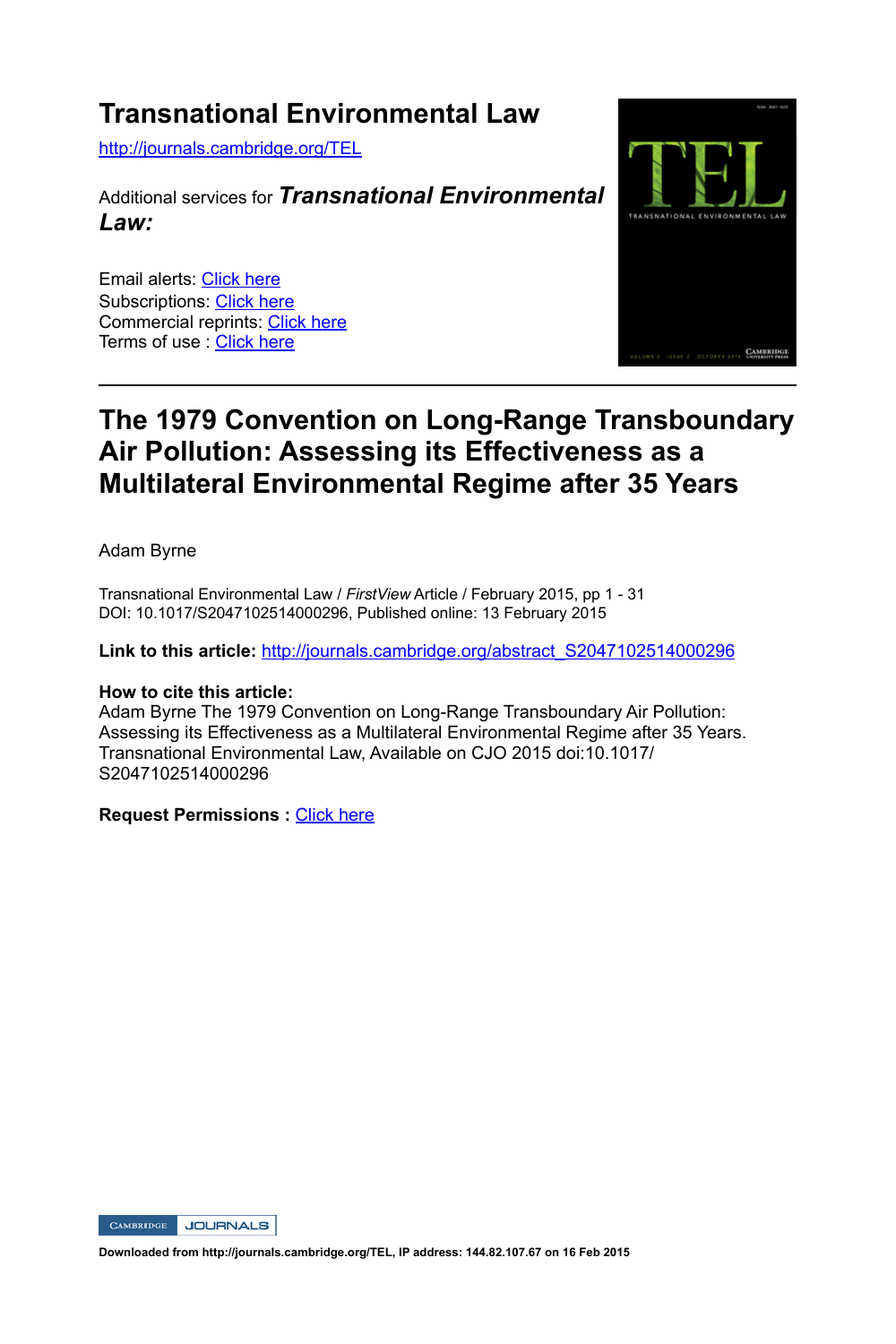# Transnational Environmental Law

http://journals.cambridge.org/TEL

Additional services for ***Transnational Environmental Law:***

Email alerts: Click here
Subscriptions: Click here
Commercial reprints: Click here
Terms of use : Click here

---

## The 1979 Convention on Long-Range Transboundary Air Pollution: Assessing its Effectiveness as a Multilateral Environmental Regime after 35 Years

Adam Byrne

Transnational Environmental Law / *FirstView* Article / February 2015, pp 1 - 31
DOI: 10.1017/S2047102514000296, Published online: 13 February 2015

**Link to this article:** http://journals.cambridge.org/abstract_S2047102514000296

**How to cite this article:**
Adam Byrne The 1979 Convention on Long-Range Transboundary Air Pollution: Assessing its Effectiveness as a Multilateral Environmental Regime after 35 Years. Transnational Environmental Law, Available on CJO 2015 doi:10.1017/S2047102514000296

**Request Permissions :** Click here

**Downloaded from http://journals.cambridge.org/TEL, IP address: 144.82.107.67 on 16 Feb 2015**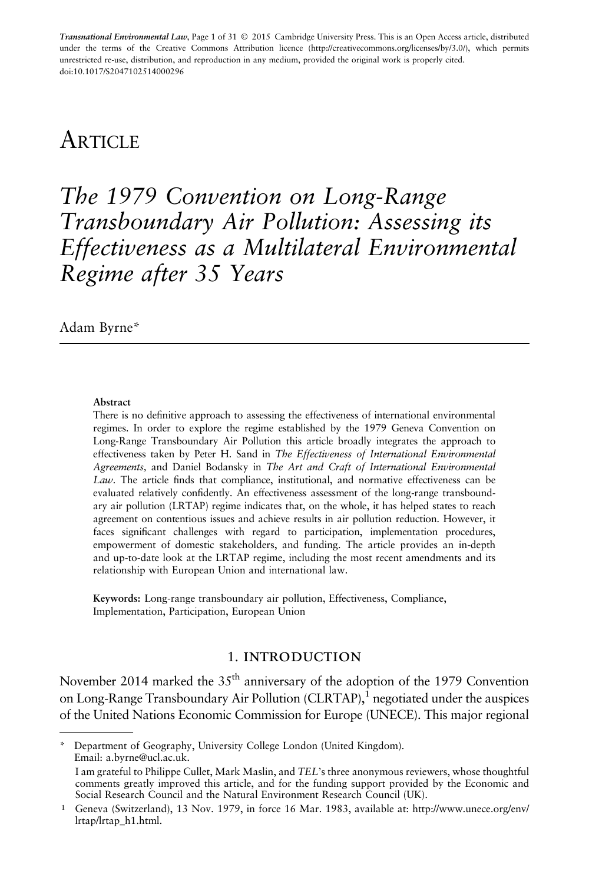Transnational Environmental Law, Page 1 of 31 © 2015 Cambridge University Press. This is an Open Access article, distributed under the terms of the Creative Commons Attribution licence (http://creativecommons.org/licenses/by/3.0/), which permits unrestricted re-use, distribution, and reproduction in any medium, provided the original work is properly cited.
doi:10.1017/S2047102514000296

# ARTICLE

# *The 1979 Convention on Long-Range Transboundary Air Pollution: Assessing its Effectiveness as a Multilateral Environmental Regime after 35 Years*

Adam Byrne*

**Abstract**

There is no definitive approach to assessing the effectiveness of international environmental regimes. In order to explore the regime established by the 1979 Geneva Convention on Long-Range Transboundary Air Pollution this article broadly integrates the approach to effectiveness taken by Peter H. Sand in *The Effectiveness of International Environmental Agreements,* and Daniel Bodansky in *The Art and Craft of International Environmental Law*. The article finds that compliance, institutional, and normative effectiveness can be evaluated relatively confidently. An effectiveness assessment of the long-range transboundary air pollution (LRTAP) regime indicates that, on the whole, it has helped states to reach agreement on contentious issues and achieve results in air pollution reduction. However, it faces significant challenges with regard to participation, implementation procedures, empowerment of domestic stakeholders, and funding. The article provides an in-depth and up-to-date look at the LRTAP regime, including the most recent amendments and its relationship with European Union and international law.

**Keywords:** Long-range transboundary air pollution, Effectiveness, Compliance, Implementation, Participation, European Union

## 1. INTRODUCTION

November 2014 marked the 35th anniversary of the adoption of the 1979 Convention on Long-Range Transboundary Air Pollution (CLRTAP),[1] negotiated under the auspices of the United Nations Economic Commission for Europe (UNECE). This major regional

---

* Department of Geography, University College London (United Kingdom).
Email: a.byrne@ucl.ac.uk.
I am grateful to Philippe Cullet, Mark Maslin, and *TEL*'s three anonymous reviewers, whose thoughtful comments greatly improved this article, and for the funding support provided by the Economic and Social Research Council and the Natural Environment Research Council (UK).

[1] Geneva (Switzerland), 13 Nov. 1979, in force 16 Mar. 1983, available at: http://www.unece.org/env/lrtap/lrtap_h1.html.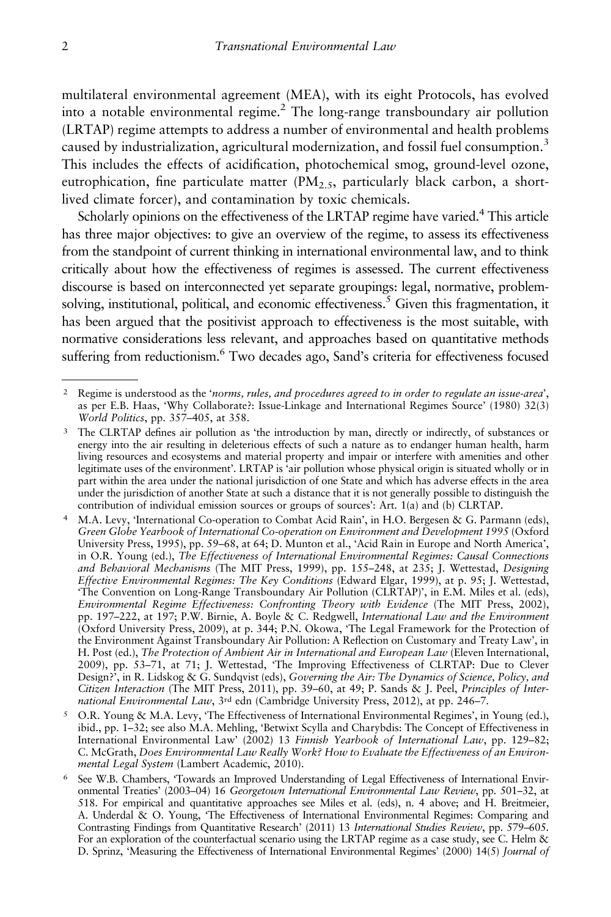multilateral environmental agreement (MEA), with its eight Protocols, has evolved into a notable environmental regime.[2] The long-range transboundary air pollution (LRTAP) regime attempts to address a number of environmental and health problems caused by industrialization, agricultural modernization, and fossil fuel consumption.[3] This includes the effects of acidification, photochemical smog, ground-level ozone, eutrophication, fine particulate matter ($PM_{2.5}$, particularly black carbon, a short-lived climate forcer), and contamination by toxic chemicals.

Scholarly opinions on the effectiveness of the LRTAP regime have varied.[4] This article has three major objectives: to give an overview of the regime, to assess its effectiveness from the standpoint of current thinking in international environmental law, and to think critically about how the effectiveness of regimes is assessed. The current effectiveness discourse is based on interconnected yet separate groupings: legal, normative, problem-solving, institutional, political, and economic effectiveness.[5] Given this fragmentation, it has been argued that the positivist approach to effectiveness is the most suitable, with normative considerations less relevant, and approaches based on quantitative methods suffering from reductionism.[6] Two decades ago, Sand's criteria for effectiveness focused

---

[2] Regime is understood as the '*norms, rules, and procedures agreed to in order to regulate an issue-area*', as per E.B. Haas, 'Why Collaborate?: Issue-Linkage and International Regimes Source' (1980) 32(3) *World Politics*, pp. 357–405, at 358.

[3] The CLRTAP defines air pollution as 'the introduction by man, directly or indirectly, of substances or energy into the air resulting in deleterious effects of such a nature as to endanger human health, harm living resources and ecosystems and material property and impair or interfere with amenities and other legitimate uses of the environment'. LRTAP is 'air pollution whose physical origin is situated wholly or in part within the area under the national jurisdiction of one State and which has adverse effects in the area under the jurisdiction of another State at such a distance that it is not generally possible to distinguish the contribution of individual emission sources or groups of sources': Art. 1(a) and (b) CLRTAP.

[4] M.A. Levy, 'International Co-operation to Combat Acid Rain', in H.O. Bergesen & G. Parmann (eds), *Green Globe Yearbook of International Co-operation on Environment and Development 1995* (Oxford University Press, 1995), pp. 59–68, at 64; D. Munton et al., 'Acid Rain in Europe and North America', in O.R. Young (ed.), *The Effectiveness of International Environmental Regimes: Causal Connections and Behavioral Mechanisms* (The MIT Press, 1999), pp. 155–248, at 235; J. Wettestad, *Designing Effective Environmental Regimes: The Key Conditions* (Edward Elgar, 1999), at p. 95; J. Wettestad, 'The Convention on Long-Range Transboundary Air Pollution (CLRTAP)', in E.M. Miles et al. (eds), *Environmental Regime Effectiveness: Confronting Theory with Evidence* (The MIT Press, 2002), pp. 197–222, at 197; P.W. Birnie, A. Boyle & C. Redgwell, *International Law and the Environment* (Oxford University Press, 2009), at p. 344; P.N. Okowa, 'The Legal Framework for the Protection of the Environment Against Transboundary Air Pollution: A Reflection on Customary and Treaty Law', in H. Post (ed.), *The Protection of Ambient Air in International and European Law* (Eleven International, 2009), pp. 53–71, at 71; J. Wettestad, 'The Improving Effectiveness of CLRTAP: Due to Clever Design?', in R. Lidskog & G. Sundqvist (eds), *Governing the Air: The Dynamics of Science, Policy, and Citizen Interaction* (The MIT Press, 2011), pp. 39–60, at 49; P. Sands & J. Peel, *Principles of International Environmental Law*, 3rd edn (Cambridge University Press, 2012), at pp. 246–7.

[5] O.R. Young & M.A. Levy, 'The Effectiveness of International Environmental Regimes', in Young (ed.), ibid., pp. 1–32; see also M.A. Mehling, 'Betwixt Scylla and Charybdis: The Concept of Effectiveness in International Environmental Law' (2002) 13 *Finnish Yearbook of International Law*, pp. 129–82; C. McGrath, *Does Environmental Law Really Work? How to Evaluate the Effectiveness of an Environmental Legal System* (Lambert Academic, 2010).

[6] See W.B. Chambers, 'Towards an Improved Understanding of Legal Effectiveness of International Environmental Treaties' (2003–04) 16 *Georgetown International Environmental Law Review*, pp. 501–32, at 518. For empirical and quantitative approaches see Miles et al. (eds), n. 4 above; and H. Breitmeier, A. Underdal & O. Young, 'The Effectiveness of International Environmental Regimes: Comparing and Contrasting Findings from Quantitative Research' (2011) 13 *International Studies Review*, pp. 579–605. For an exploration of the counterfactual scenario using the LRTAP regime as a case study, see C. Helm & D. Sprinz, 'Measuring the Effectiveness of International Environmental Regimes' (2000) 14(5) *Journal of*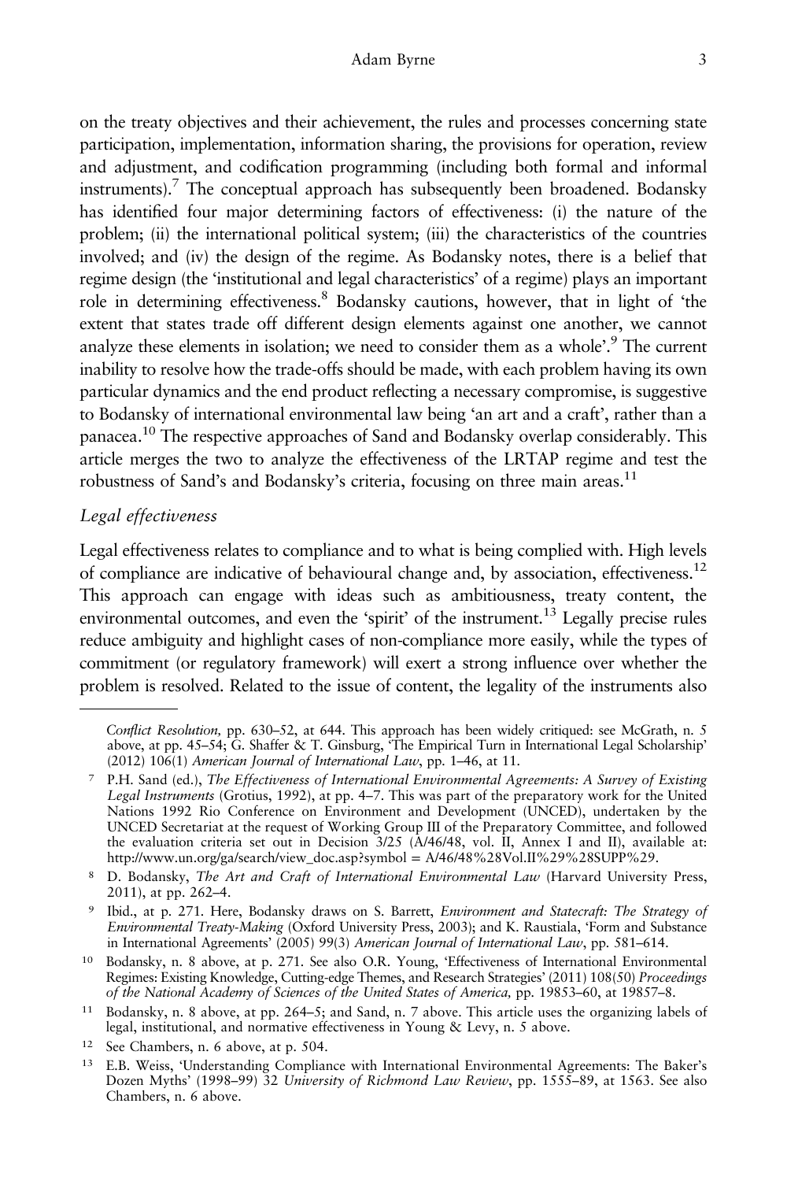on the treaty objectives and their achievement, the rules and processes concerning state participation, implementation, information sharing, the provisions for operation, review and adjustment, and codification programming (including both formal and informal instruments).[7] The conceptual approach has subsequently been broadened. Bodansky has identified four major determining factors of effectiveness: (i) the nature of the problem; (ii) the international political system; (iii) the characteristics of the countries involved; and (iv) the design of the regime. As Bodansky notes, there is a belief that regime design (the 'institutional and legal characteristics' of a regime) plays an important role in determining effectiveness.[8] Bodansky cautions, however, that in light of 'the extent that states trade off different design elements against one another, we cannot analyze these elements in isolation; we need to consider them as a whole'.[9] The current inability to resolve how the trade-offs should be made, with each problem having its own particular dynamics and the end product reflecting a necessary compromise, is suggestive to Bodansky of international environmental law being 'an art and a craft', rather than a panacea.[10] The respective approaches of Sand and Bodansky overlap considerably. This article merges the two to analyze the effectiveness of the LRTAP regime and test the robustness of Sand's and Bodansky's criteria, focusing on three main areas.[11]

### *Legal effectiveness*

Legal effectiveness relates to compliance and to what is being complied with. High levels of compliance are indicative of behavioural change and, by association, effectiveness.[12] This approach can engage with ideas such as ambitiousness, treaty content, the environmental outcomes, and even the 'spirit' of the instrument.[13] Legally precise rules reduce ambiguity and highlight cases of non-compliance more easily, while the types of commitment (or regulatory framework) will exert a strong influence over whether the problem is resolved. Related to the issue of content, the legality of the instruments also

---

*Conflict Resolution*, pp. 630–52, at 644. This approach has been widely critiqued: see McGrath, n. 5 above, at pp. 45–54; G. Shaffer & T. Ginsburg, 'The Empirical Turn in International Legal Scholarship' (2012) 106(1) *American Journal of International Law*, pp. 1–46, at 11.

[7] P.H. Sand (ed.), *The Effectiveness of International Environmental Agreements: A Survey of Existing Legal Instruments* (Grotius, 1992), at pp. 4–7. This was part of the preparatory work for the United Nations 1992 Rio Conference on Environment and Development (UNCED), undertaken by the UNCED Secretariat at the request of Working Group III of the Preparatory Committee, and followed the evaluation criteria set out in Decision 3/25 (A/46/48, vol. II, Annex I and II), available at: http://www.un.org/ga/search/view_doc.asp?symbol = A/46/48%28Vol.II%29%28SUPP%29.

[8] D. Bodansky, *The Art and Craft of International Environmental Law* (Harvard University Press, 2011), at pp. 262–4.

[9] Ibid., at p. 271. Here, Bodansky draws on S. Barrett, *Environment and Statecraft: The Strategy of Environmental Treaty-Making* (Oxford University Press, 2003); and K. Raustiala, 'Form and Substance in International Agreements' (2005) 99(3) *American Journal of International Law*, pp. 581–614.

[10] Bodansky, n. 8 above, at p. 271. See also O.R. Young, 'Effectiveness of International Environmental Regimes: Existing Knowledge, Cutting-edge Themes, and Research Strategies' (2011) 108(50) *Proceedings of the National Academy of Sciences of the United States of America,* pp. 19853–60, at 19857–8.

[11] Bodansky, n. 8 above, at pp. 264–5; and Sand, n. 7 above. This article uses the organizing labels of legal, institutional, and normative effectiveness in Young & Levy, n. 5 above.

[12] See Chambers, n. 6 above, at p. 504.

[13] E.B. Weiss, 'Understanding Compliance with International Environmental Agreements: The Baker's Dozen Myths' (1998–99) 32 *University of Richmond Law Review*, pp. 1555–89, at 1563. See also Chambers, n. 6 above.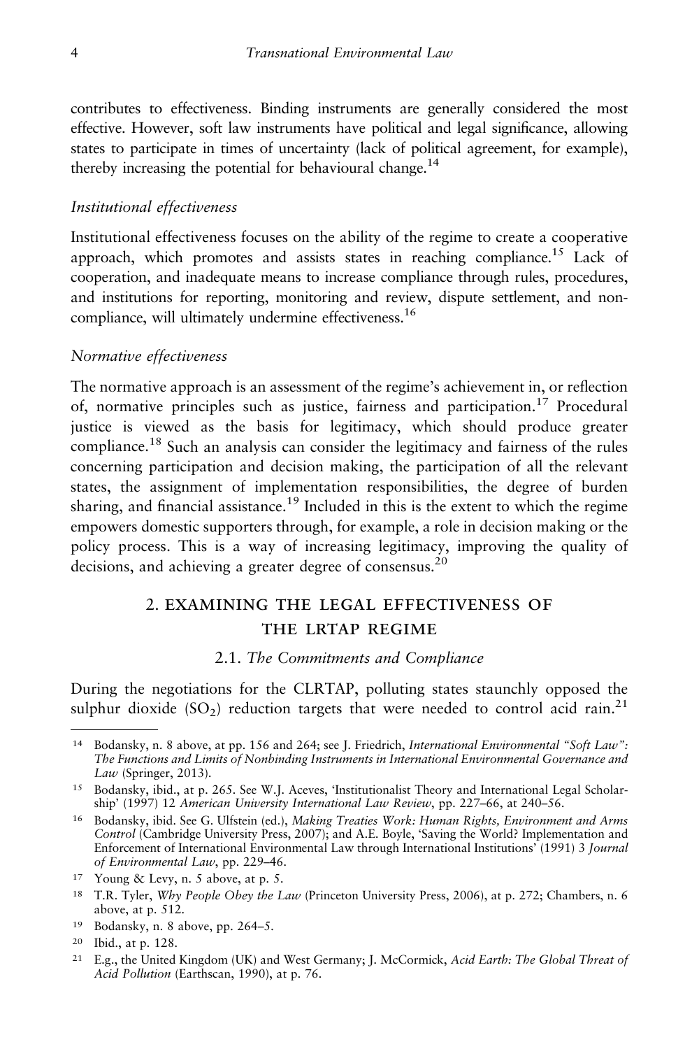contributes to effectiveness. Binding instruments are generally considered the most effective. However, soft law instruments have political and legal significance, allowing states to participate in times of uncertainty (lack of political agreement, for example), thereby increasing the potential for behavioural change.[14]

### *Institutional effectiveness*

Institutional effectiveness focuses on the ability of the regime to create a cooperative approach, which promotes and assists states in reaching compliance.[15] Lack of cooperation, and inadequate means to increase compliance through rules, procedures, and institutions for reporting, monitoring and review, dispute settlement, and non-compliance, will ultimately undermine effectiveness.[16]

### *Normative effectiveness*

The normative approach is an assessment of the regime's achievement in, or reflection of, normative principles such as justice, fairness and participation.[17] Procedural justice is viewed as the basis for legitimacy, which should produce greater compliance.[18] Such an analysis can consider the legitimacy and fairness of the rules concerning participation and decision making, the participation of all the relevant states, the assignment of implementation responsibilities, the degree of burden sharing, and financial assistance.[19] Included in this is the extent to which the regime empowers domestic supporters through, for example, a role in decision making or the policy process. This is a way of increasing legitimacy, improving the quality of decisions, and achieving a greater degree of consensus.[20]

## 2. EXAMINING THE LEGAL EFFECTIVENESS OF THE LRTAP REGIME

### 2.1. *The Commitments and Compliance*

During the negotiations for the CLRTAP, polluting states staunchly opposed the sulphur dioxide ($SO_2$) reduction targets that were needed to control acid rain.[21]

---

[14] Bodansky, n. 8 above, at pp. 156 and 264; see J. Friedrich, *International Environmental "Soft Law": The Functions and Limits of Nonbinding Instruments in International Environmental Governance and Law* (Springer, 2013).

[15] Bodansky, ibid., at p. 265. See W.J. Aceves, 'Institutionalist Theory and International Legal Scholarship' (1997) 12 *American University International Law Review*, pp. 227–66, at 240–56.

[16] Bodansky, ibid. See G. Ulfstein (ed.), *Making Treaties Work: Human Rights, Environment and Arms Control* (Cambridge University Press, 2007); and A.E. Boyle, 'Saving the World? Implementation and Enforcement of International Environmental Law through International Institutions' (1991) 3 *Journal of Environmental Law*, pp. 229–46.

[17] Young & Levy, n. 5 above, at p. 5.

[18] T.R. Tyler, *Why People Obey the Law* (Princeton University Press, 2006), at p. 272; Chambers, n. 6 above, at p. 512.

[19] Bodansky, n. 8 above, pp. 264–5.

[20] Ibid., at p. 128.

[21] E.g., the United Kingdom (UK) and West Germany; J. McCormick, *Acid Earth: The Global Threat of Acid Pollution* (Earthscan, 1990), at p. 76.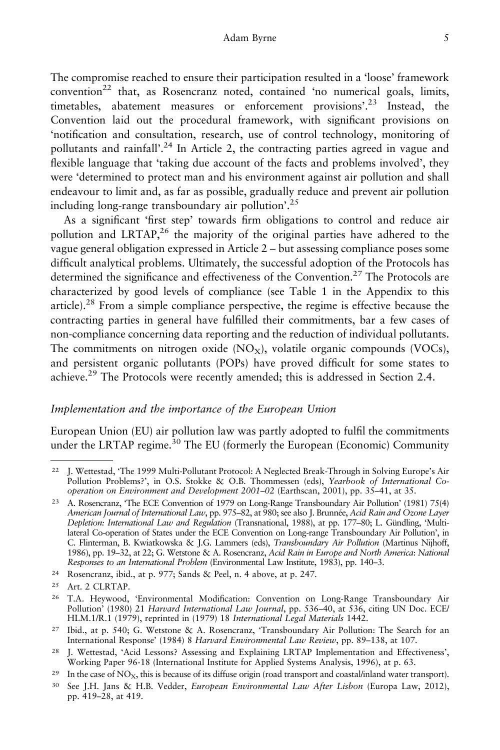The compromise reached to ensure their participation resulted in a 'loose' framework convention[22] that, as Rosencranz noted, contained 'no numerical goals, limits, timetables, abatement measures or enforcement provisions'.[23] Instead, the Convention laid out the procedural framework, with significant provisions on 'notification and consultation, research, use of control technology, monitoring of pollutants and rainfall'.[24] In Article 2, the contracting parties agreed in vague and flexible language that 'taking due account of the facts and problems involved', they were 'determined to protect man and his environment against air pollution and shall endeavour to limit and, as far as possible, gradually reduce and prevent air pollution including long-range transboundary air pollution'.[25]

As a significant 'first step' towards firm obligations to control and reduce air pollution and LRTAP,[26] the majority of the original parties have adhered to the vague general obligation expressed in Article 2 – but assessing compliance poses some difficult analytical problems. Ultimately, the successful adoption of the Protocols has determined the significance and effectiveness of the Convention.[27] The Protocols are characterized by good levels of compliance (see Table 1 in the Appendix to this article).[28] From a simple compliance perspective, the regime is effective because the contracting parties in general have fulfilled their commitments, bar a few cases of non-compliance concerning data reporting and the reduction of individual pollutants. The commitments on nitrogen oxide ($NO_X$), volatile organic compounds (VOCs), and persistent organic pollutants (POPs) have proved difficult for some states to achieve.[29] The Protocols were recently amended; this is addressed in Section 2.4.

### *Implementation and the importance of the European Union*

European Union (EU) air pollution law was partly adopted to fulfil the commitments under the LRTAP regime.[30] The EU (formerly the European (Economic) Community

---

[22] J. Wettestad, 'The 1999 Multi-Pollutant Protocol: A Neglected Break-Through in Solving Europe's Air Pollution Problems?', in O.S. Stokke & O.B. Thommessen (eds), *Yearbook of International Co-operation on Environment and Development 2001–02* (Earthscan, 2001), pp. 35–41, at 35.

[23] A. Rosencranz, 'The ECE Convention of 1979 on Long-Range Transboundary Air Pollution' (1981) 75(4) *American Journal of International Law*, pp. 975–82, at 980; see also J. Brunnée, *Acid Rain and Ozone Layer Depletion: International Law and Regulation* (Transnational, 1988), at pp. 177–80; L. Gündling, 'Multi-lateral Co-operation of States under the ECE Convention on Long-range Transboundary Air Pollution', in C. Flinterman, B. Kwiatkowska & J.G. Lammers (eds), *Transboundary Air Pollution* (Martinus Nijhoff, 1986), pp. 19–32, at 22; G. Wetstone & A. Rosencranz, *Acid Rain in Europe and North America: National Responses to an International Problem* (Environmental Law Institute, 1983), pp. 140–3.

[24] Rosencranz, ibid., at p. 977; Sands & Peel, n. 4 above, at p. 247.

[25] Art. 2 CLRTAP.

[26] T.A. Heywood, 'Environmental Modification: Convention on Long-Range Transboundary Air Pollution' (1980) 21 *Harvard International Law Journal*, pp. 536–40, at 536, citing UN Doc. ECE/HLM.1/R.1 (1979), reprinted in (1979) 18 *International Legal Materials* 1442.

[27] Ibid., at p. 540; G. Wetstone & A. Rosencranz, 'Transboundary Air Pollution: The Search for an International Response' (1984) 8 *Harvard Environmental Law Review*, pp. 89–138, at 107.

[28] J. Wettestad, 'Acid Lessons? Assessing and Explaining LRTAP Implementation and Effectiveness', Working Paper 96-18 (International Institute for Applied Systems Analysis, 1996), at p. 63.

[29] In the case of $NO_X$, this is because of its diffuse origin (road transport and coastal/inland water transport).

[30] See J.H. Jans & H.B. Vedder, *European Environmental Law After Lisbon* (Europa Law, 2012), pp. 419–28, at 419.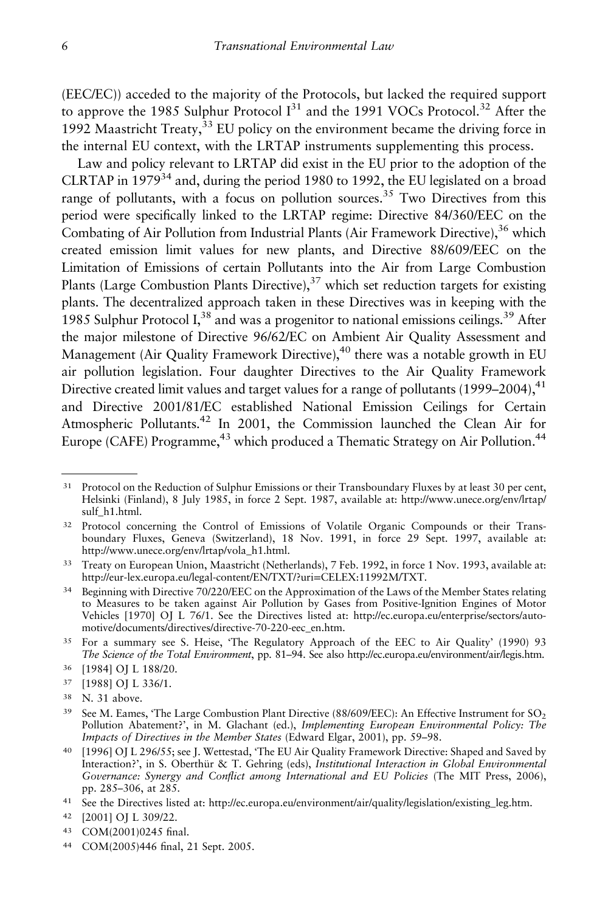(EEC/EC)) acceded to the majority of the Protocols, but lacked the required support to approve the 1985 Sulphur Protocol I[31] and the 1991 VOCs Protocol.[32] After the 1992 Maastricht Treaty,[33] EU policy on the environment became the driving force in the internal EU context, with the LRTAP instruments supplementing this process.

Law and policy relevant to LRTAP did exist in the EU prior to the adoption of the CLRTAP in 1979[34] and, during the period 1980 to 1992, the EU legislated on a broad range of pollutants, with a focus on pollution sources.[35] Two Directives from this period were specifically linked to the LRTAP regime: Directive 84/360/EEC on the Combating of Air Pollution from Industrial Plants (Air Framework Directive),[36] which created emission limit values for new plants, and Directive 88/609/EEC on the Limitation of Emissions of certain Pollutants into the Air from Large Combustion Plants (Large Combustion Plants Directive),[37] which set reduction targets for existing plants. The decentralized approach taken in these Directives was in keeping with the 1985 Sulphur Protocol I,[38] and was a progenitor to national emissions ceilings.[39] After the major milestone of Directive 96/62/EC on Ambient Air Quality Assessment and Management (Air Quality Framework Directive),[40] there was a notable growth in EU air pollution legislation. Four daughter Directives to the Air Quality Framework Directive created limit values and target values for a range of pollutants (1999–2004),[41] and Directive 2001/81/EC established National Emission Ceilings for Certain Atmospheric Pollutants.[42] In 2001, the Commission launched the Clean Air for Europe (CAFE) Programme,[43] which produced a Thematic Strategy on Air Pollution.[44]

---

[31] Protocol on the Reduction of Sulphur Emissions or their Transboundary Fluxes by at least 30 per cent, Helsinki (Finland), 8 July 1985, in force 2 Sept. 1987, available at: http://www.unece.org/env/lrtap/sulf_h1.html.

[32] Protocol concerning the Control of Emissions of Volatile Organic Compounds or their Transboundary Fluxes, Geneva (Switzerland), 18 Nov. 1991, in force 29 Sept. 1997, available at: http://www.unece.org/env/lrtap/vola_h1.html.

[33] Treaty on European Union, Maastricht (Netherlands), 7 Feb. 1992, in force 1 Nov. 1993, available at: http://eur-lex.europa.eu/legal-content/EN/TXT/?uri=CELEX:11992M/TXT.

[34] Beginning with Directive 70/220/EEC on the Approximation of the Laws of the Member States relating to Measures to be taken against Air Pollution by Gases from Positive-Ignition Engines of Motor Vehicles [1970] OJ L 76/1. See the Directives listed at: http://ec.europa.eu/enterprise/sectors/automotive/documents/directives/directive-70-220-eec_en.htm.

[35] For a summary see S. Heise, 'The Regulatory Approach of the EEC to Air Quality' (1990) 93 *The Science of the Total Environment*, pp. 81–94. See also http://ec.europa.eu/environment/air/legis.htm.

[36] [1984] OJ L 188/20.

[37] [1988] OJ L 336/1.

[38] N. 31 above.

[39] See M. Eames, 'The Large Combustion Plant Directive (88/609/EEC): An Effective Instrument for $SO_2$ Pollution Abatement?', in M. Glachant (ed.), *Implementing European Environmental Policy: The Impacts of Directives in the Member States* (Edward Elgar, 2001), pp. 59–98.

[40] [1996] OJ L 296/55; see J. Wettestad, 'The EU Air Quality Framework Directive: Shaped and Saved by Interaction?', in S. Oberthür & T. Gehring (eds), *Institutional Interaction in Global Environmental Governance: Synergy and Conflict among International and EU Policies* (The MIT Press, 2006), pp. 285–306, at 285.

[41] See the Directives listed at: http://ec.europa.eu/environment/air/quality/legislation/existing_leg.htm.

[42] [2001] OJ L 309/22.

[43] COM(2001)0245 final.

[44] COM(2005)446 final, 21 Sept. 2005.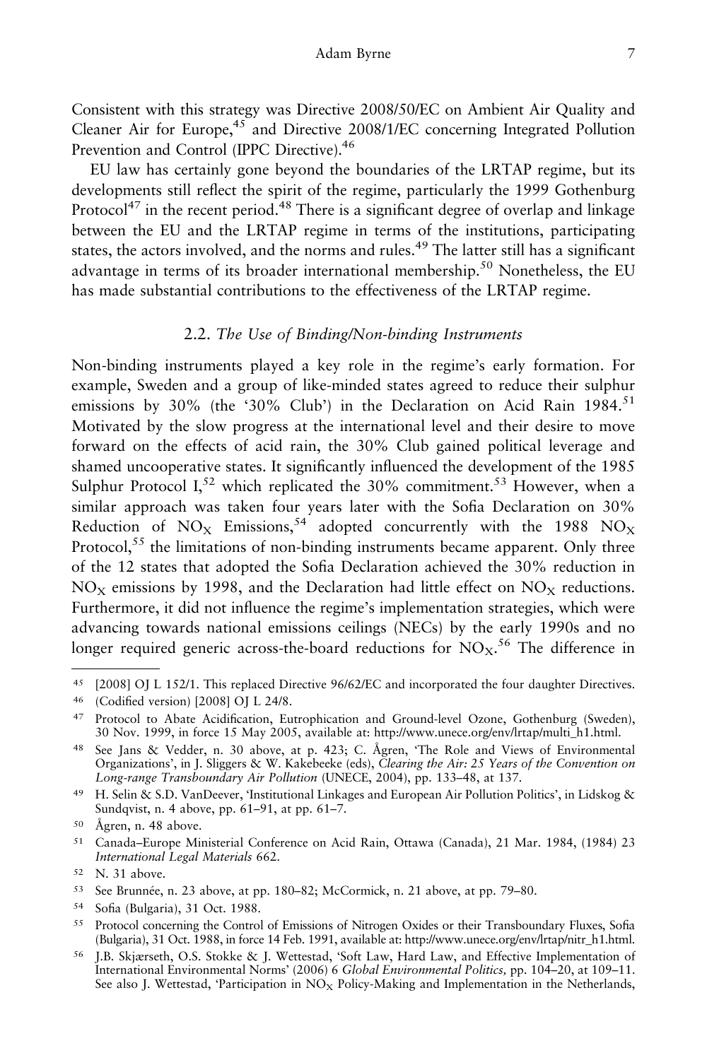Consistent with this strategy was Directive 2008/50/EC on Ambient Air Quality and Cleaner Air for Europe,[45] and Directive 2008/1/EC concerning Integrated Pollution Prevention and Control (IPPC Directive).[46]

EU law has certainly gone beyond the boundaries of the LRTAP regime, but its developments still reflect the spirit of the regime, particularly the 1999 Gothenburg Protocol[47] in the recent period.[48] There is a significant degree of overlap and linkage between the EU and the LRTAP regime in terms of the institutions, participating states, the actors involved, and the norms and rules.[49] The latter still has a significant advantage in terms of its broader international membership.[50] Nonetheless, the EU has made substantial contributions to the effectiveness of the LRTAP regime.

### 2.2. *The Use of Binding/Non-binding Instruments*

Non-binding instruments played a key role in the regime's early formation. For example, Sweden and a group of like-minded states agreed to reduce their sulphur emissions by 30% (the '30% Club') in the Declaration on Acid Rain 1984.[51] Motivated by the slow progress at the international level and their desire to move forward on the effects of acid rain, the 30% Club gained political leverage and shamed uncooperative states. It significantly influenced the development of the 1985 Sulphur Protocol I,[52] which replicated the 30% commitment.[53] However, when a similar approach was taken four years later with the Sofia Declaration on 30% Reduction of $NO_X$ Emissions,[54] adopted concurrently with the 1988 $NO_X$ Protocol,[55] the limitations of non-binding instruments became apparent. Only three of the 12 states that adopted the Sofia Declaration achieved the 30% reduction in $NO_X$ emissions by 1998, and the Declaration had little effect on $NO_X$ reductions. Furthermore, it did not influence the regime's implementation strategies, which were advancing towards national emissions ceilings (NECs) by the early 1990s and no longer required generic across-the-board reductions for $NO_X$.[56] The difference in

---

[45] [2008] OJ L 152/1. This replaced Directive 96/62/EC and incorporated the four daughter Directives.

[46] (Codified version) [2008] OJ L 24/8.

[47] Protocol to Abate Acidification, Eutrophication and Ground-level Ozone, Gothenburg (Sweden), 30 Nov. 1999, in force 15 May 2005, available at: http://www.unece.org/env/lrtap/multi_h1.html.

[48] See Jans & Vedder, n. 30 above, at p. 423; C. Ågren, 'The Role and Views of Environmental Organizations', in J. Sliggers & W. Kakebeeke (eds), *Clearing the Air: 25 Years of the Convention on Long-range Transboundary Air Pollution* (UNECE, 2004), pp. 133–48, at 137.

[49] H. Selin & S.D. VanDeever, 'Institutional Linkages and European Air Pollution Politics', in Lidskog & Sundqvist, n. 4 above, pp. 61–91, at pp. 61–7.

[50] Ågren, n. 48 above.

[51] Canada–Europe Ministerial Conference on Acid Rain, Ottawa (Canada), 21 Mar. 1984, (1984) 23 *International Legal Materials* 662.

[52] N. 31 above.

[53] See Brunnée, n. 23 above, at pp. 180–82; McCormick, n. 21 above, at pp. 79–80.

[54] Sofia (Bulgaria), 31 Oct. 1988.

[55] Protocol concerning the Control of Emissions of Nitrogen Oxides or their Transboundary Fluxes, Sofia (Bulgaria), 31 Oct. 1988, in force 14 Feb. 1991, available at: http://www.unece.org/env/lrtap/nitr_h1.html.

[56] J.B. Skjærseth, O.S. Stokke & J. Wettestad, 'Soft Law, Hard Law, and Effective Implementation of International Environmental Norms' (2006) 6 *Global Environmental Politics*, pp. 104–20, at 109–11. See also J. Wettestad, 'Participation in $NO_X$ Policy-Making and Implementation in the Netherlands,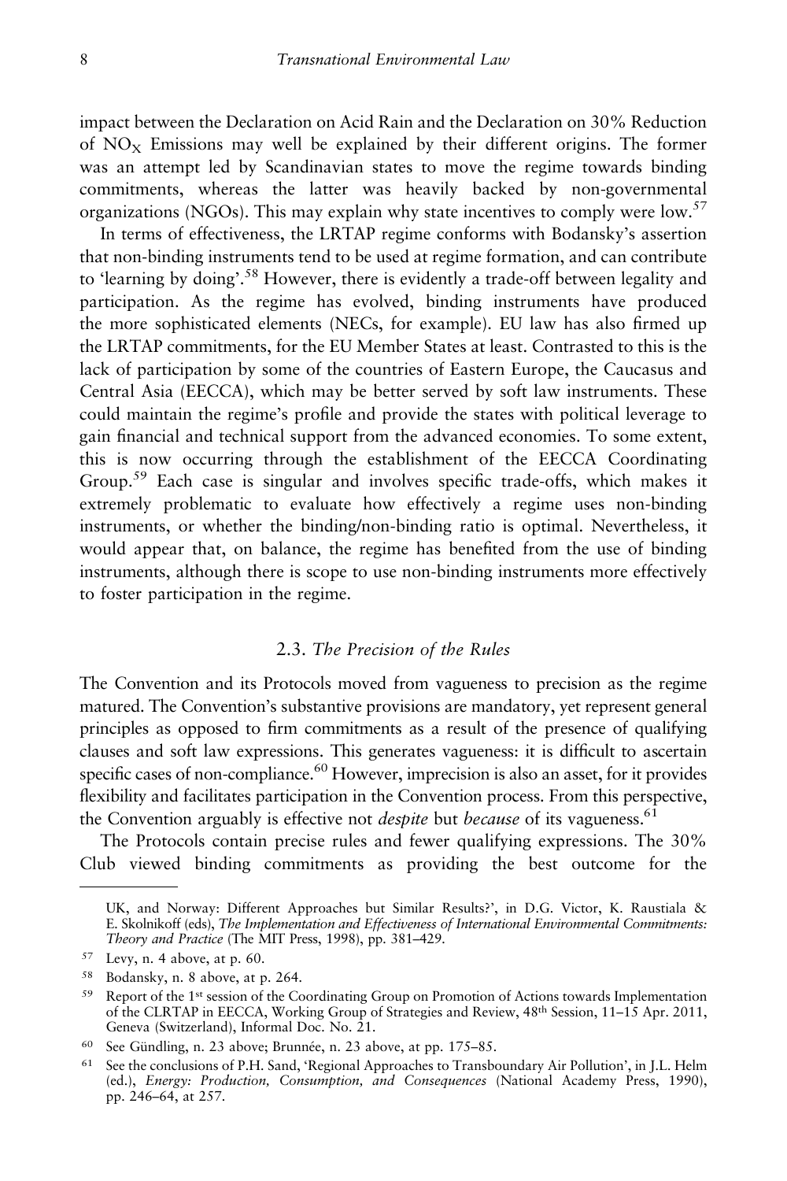impact between the Declaration on Acid Rain and the Declaration on 30% Reduction of $NO_X$ Emissions may well be explained by their different origins. The former was an attempt led by Scandinavian states to move the regime towards binding commitments, whereas the latter was heavily backed by non-governmental organizations (NGOs). This may explain why state incentives to comply were low.[57]

In terms of effectiveness, the LRTAP regime conforms with Bodansky's assertion that non-binding instruments tend to be used at regime formation, and can contribute to 'learning by doing'.[58] However, there is evidently a trade-off between legality and participation. As the regime has evolved, binding instruments have produced the more sophisticated elements (NECs, for example). EU law has also firmed up the LRTAP commitments, for the EU Member States at least. Contrasted to this is the lack of participation by some of the countries of Eastern Europe, the Caucasus and Central Asia (EECCA), which may be better served by soft law instruments. These could maintain the regime's profile and provide the states with political leverage to gain financial and technical support from the advanced economies. To some extent, this is now occurring through the establishment of the EECCA Coordinating Group.[59] Each case is singular and involves specific trade-offs, which makes it extremely problematic to evaluate how effectively a regime uses non-binding instruments, or whether the binding/non-binding ratio is optimal. Nevertheless, it would appear that, on balance, the regime has benefited from the use of binding instruments, although there is scope to use non-binding instruments more effectively to foster participation in the regime.

### 2.3. *The Precision of the Rules*

The Convention and its Protocols moved from vagueness to precision as the regime matured. The Convention's substantive provisions are mandatory, yet represent general principles as opposed to firm commitments as a result of the presence of qualifying clauses and soft law expressions. This generates vagueness: it is difficult to ascertain specific cases of non-compliance.[60] However, imprecision is also an asset, for it provides flexibility and facilitates participation in the Convention process. From this perspective, the Convention arguably is effective not *despite* but *because* of its vagueness.[61]

The Protocols contain precise rules and fewer qualifying expressions. The 30% Club viewed binding commitments as providing the best outcome for the

---

UK, and Norway: Different Approaches but Similar Results?', in D.G. Victor, K. Raustiala & E. Skolnikoff (eds), *The Implementation and Effectiveness of International Environmental Commitments: Theory and Practice* (The MIT Press, 1998), pp. 381–429.

[57] Levy, n. 4 above, at p. 60.

[58] Bodansky, n. 8 above, at p. 264.

[59] Report of the 1st session of the Coordinating Group on Promotion of Actions towards Implementation of the CLRTAP in EECCA, Working Group of Strategies and Review, 48th Session, 11–15 Apr. 2011, Geneva (Switzerland), Informal Doc. No. 21.

[60] See Gündling, n. 23 above; Brunnée, n. 23 above, at pp. 175–85.

[61] See the conclusions of P.H. Sand, 'Regional Approaches to Transboundary Air Pollution', in J.L. Helm (ed.), *Energy: Production, Consumption, and Consequences* (National Academy Press, 1990), pp. 246–64, at 257.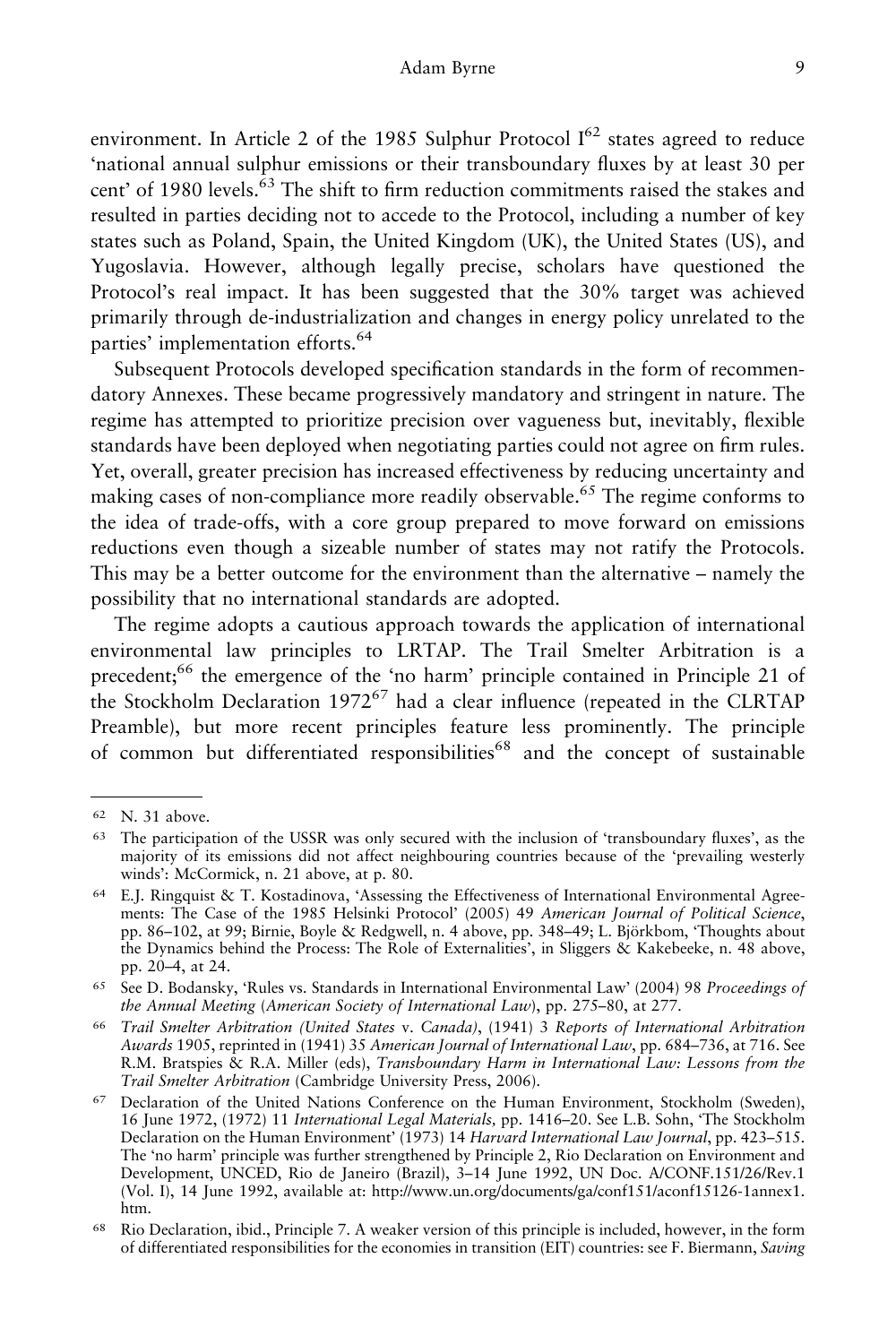environment. In Article 2 of the 1985 Sulphur Protocol I[62] states agreed to reduce 'national annual sulphur emissions or their transboundary fluxes by at least 30 per cent' of 1980 levels.[63] The shift to firm reduction commitments raised the stakes and resulted in parties deciding not to accede to the Protocol, including a number of key states such as Poland, Spain, the United Kingdom (UK), the United States (US), and Yugoslavia. However, although legally precise, scholars have questioned the Protocol's real impact. It has been suggested that the 30% target was achieved primarily through de-industrialization and changes in energy policy unrelated to the parties' implementation efforts.[64]

Subsequent Protocols developed specification standards in the form of recommendatory Annexes. These became progressively mandatory and stringent in nature. The regime has attempted to prioritize precision over vagueness but, inevitably, flexible standards have been deployed when negotiating parties could not agree on firm rules. Yet, overall, greater precision has increased effectiveness by reducing uncertainty and making cases of non-compliance more readily observable.[65] The regime conforms to the idea of trade-offs, with a core group prepared to move forward on emissions reductions even though a sizeable number of states may not ratify the Protocols. This may be a better outcome for the environment than the alternative – namely the possibility that no international standards are adopted.

The regime adopts a cautious approach towards the application of international environmental law principles to LRTAP. The Trail Smelter Arbitration is a precedent;[66] the emergence of the 'no harm' principle contained in Principle 21 of the Stockholm Declaration 1972[67] had a clear influence (repeated in the CLRTAP Preamble), but more recent principles feature less prominently. The principle of common but differentiated responsibilities[68] and the concept of sustainable

---

[62] N. 31 above.

[63] The participation of the USSR was only secured with the inclusion of 'transboundary fluxes', as the majority of its emissions did not affect neighbouring countries because of the 'prevailing westerly winds': McCormick, n. 21 above, at p. 80.

[64] E.J. Ringquist & T. Kostadinova, 'Assessing the Effectiveness of International Environmental Agreements: The Case of the 1985 Helsinki Protocol' (2005) 49 *American Journal of Political Science*, pp. 86–102, at 99; Birnie, Boyle & Redgwell, n. 4 above, pp. 348–49; L. Björkbom, 'Thoughts about the Dynamics behind the Process: The Role of Externalities', in Sliggers & Kakebeeke, n. 48 above, pp. 20–4, at 24.

[65] See D. Bodansky, 'Rules vs. Standards in International Environmental Law' (2004) 98 *Proceedings of the Annual Meeting (American Society of International Law)*, pp. 275–80, at 277.

[66] *Trail Smelter Arbitration (United States v. Canada)*, (1941) 3 *Reports of International Arbitration Awards* 1905, reprinted in (1941) 35 *American Journal of International Law*, pp. 684–736, at 716. See R.M. Bratspies & R.A. Miller (eds), *Transboundary Harm in International Law: Lessons from the Trail Smelter Arbitration* (Cambridge University Press, 2006).

[67] Declaration of the United Nations Conference on the Human Environment, Stockholm (Sweden), 16 June 1972, (1972) 11 *International Legal Materials,* pp. 1416–20. See L.B. Sohn, 'The Stockholm Declaration on the Human Environment' (1973) 14 *Harvard International Law Journal*, pp. 423–515. The 'no harm' principle was further strengthened by Principle 2, Rio Declaration on Environment and Development, UNCED, Rio de Janeiro (Brazil), 3–14 June 1992, UN Doc. A/CONF.151/26/Rev.1 (Vol. I), 14 June 1992, available at: http://www.un.org/documents/ga/conf151/aconf15126-1annex1.htm.

[68] Rio Declaration, ibid., Principle 7. A weaker version of this principle is included, however, in the form of differentiated responsibilities for the economies in transition (EIT) countries: see F. Biermann, *Saving*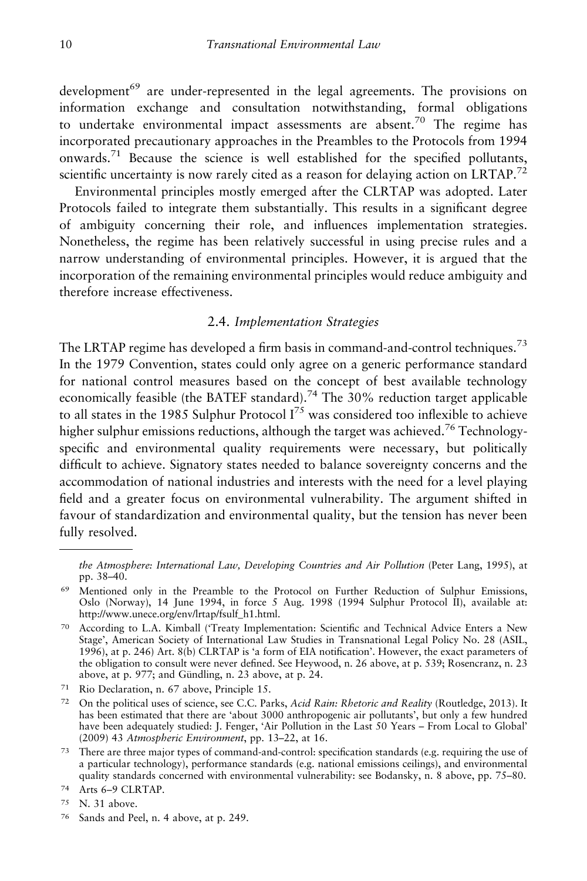development[69] are under-represented in the legal agreements. The provisions on information exchange and consultation notwithstanding, formal obligations to undertake environmental impact assessments are absent.[70] The regime has incorporated precautionary approaches in the Preambles to the Protocols from 1994 onwards.[71] Because the science is well established for the specified pollutants, scientific uncertainty is now rarely cited as a reason for delaying action on LRTAP.[72]

Environmental principles mostly emerged after the CLRTAP was adopted. Later Protocols failed to integrate them substantially. This results in a significant degree of ambiguity concerning their role, and influences implementation strategies. Nonetheless, the regime has been relatively successful in using precise rules and a narrow understanding of environmental principles. However, it is argued that the incorporation of the remaining environmental principles would reduce ambiguity and therefore increase effectiveness.

### 2.4. *Implementation Strategies*

The LRTAP regime has developed a firm basis in command-and-control techniques.[73] In the 1979 Convention, states could only agree on a generic performance standard for national control measures based on the concept of best available technology economically feasible (the BATEF standard).[74] The 30% reduction target applicable to all states in the 1985 Sulphur Protocol I[75] was considered too inflexible to achieve higher sulphur emissions reductions, although the target was achieved.[76] Technology-specific and environmental quality requirements were necessary, but politically difficult to achieve. Signatory states needed to balance sovereignty concerns and the accommodation of national industries and interests with the need for a level playing field and a greater focus on environmental vulnerability. The argument shifted in favour of standardization and environmental quality, but the tension has never been fully resolved.

---

*the Atmosphere: International Law, Developing Countries and Air Pollution* (Peter Lang, 1995), at pp. 38–40.

69 Mentioned only in the Preamble to the Protocol on Further Reduction of Sulphur Emissions, Oslo (Norway), 14 June 1994, in force 5 Aug. 1998 (1994 Sulphur Protocol II), available at: http://www.unece.org/env/lrtap/fsulf_h1.html.

70 According to L.A. Kimball ('Treaty Implementation: Scientific and Technical Advice Enters a New Stage', American Society of International Law Studies in Transnational Legal Policy No. 28 (ASIL, 1996), at p. 246) Art. 8(b) CLRTAP is 'a form of EIA notification'. However, the exact parameters of the obligation to consult were never defined. See Heywood, n. 26 above, at p. 539; Rosencranz, n. 23 above, at p. 977; and Gündling, n. 23 above, at p. 24.

71 Rio Declaration, n. 67 above, Principle 15.

72 On the political uses of science, see C.C. Parks, *Acid Rain: Rhetoric and Reality* (Routledge, 2013). It has been estimated that there are 'about 3000 anthropogenic air pollutants', but only a few hundred have been adequately studied: J. Fenger, 'Air Pollution in the Last 50 Years – From Local to Global' (2009) 43 *Atmospheric Environment*, pp. 13–22, at 16.

73 There are three major types of command-and-control: specification standards (e.g. requiring the use of a particular technology), performance standards (e.g. national emissions ceilings), and environmental quality standards concerned with environmental vulnerability: see Bodansky, n. 8 above, pp. 75–80.

74 Arts 6–9 CLRTAP.

75 N. 31 above.

76 Sands and Peel, n. 4 above, at p. 249.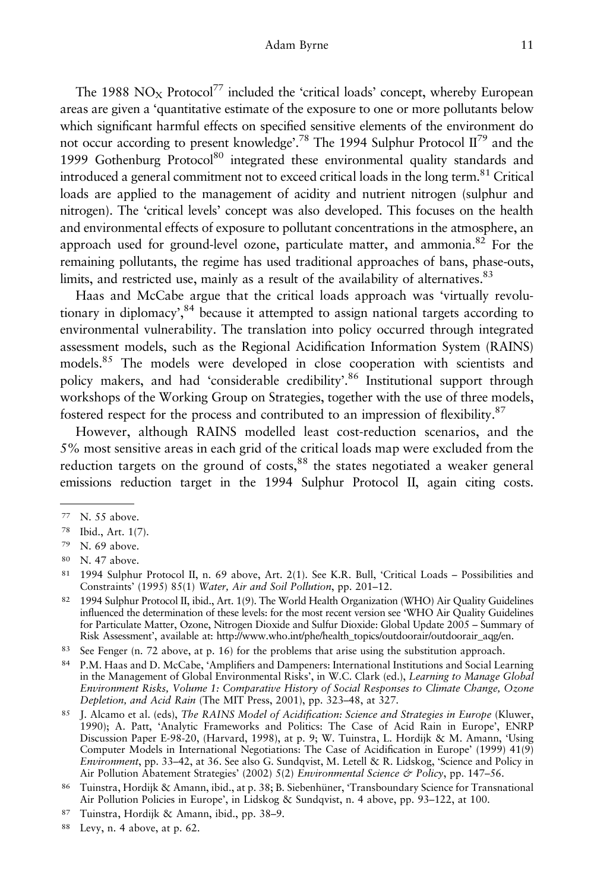The 1988 $NO_X$ Protocol[77] included the 'critical loads' concept, whereby European areas are given a 'quantitative estimate of the exposure to one or more pollutants below which significant harmful effects on specified sensitive elements of the environment do not occur according to present knowledge'.[78] The 1994 Sulphur Protocol II[79] and the 1999 Gothenburg Protocol[80] integrated these environmental quality standards and introduced a general commitment not to exceed critical loads in the long term.[81] Critical loads are applied to the management of acidity and nutrient nitrogen (sulphur and nitrogen). The 'critical levels' concept was also developed. This focuses on the health and environmental effects of exposure to pollutant concentrations in the atmosphere, an approach used for ground-level ozone, particulate matter, and ammonia.[82] For the remaining pollutants, the regime has used traditional approaches of bans, phase-outs, limits, and restricted use, mainly as a result of the availability of alternatives.[83]

Haas and McCabe argue that the critical loads approach was 'virtually revolutionary in diplomacy',[84] because it attempted to assign national targets according to environmental vulnerability. The translation into policy occurred through integrated assessment models, such as the Regional Acidification Information System (RAINS) models.[85] The models were developed in close cooperation with scientists and policy makers, and had 'considerable credibility'.[86] Institutional support through workshops of the Working Group on Strategies, together with the use of three models, fostered respect for the process and contributed to an impression of flexibility.[87]

However, although RAINS modelled least cost-reduction scenarios, and the 5% most sensitive areas in each grid of the critical loads map were excluded from the reduction targets on the ground of costs,[88] the states negotiated a weaker general emissions reduction target in the 1994 Sulphur Protocol II, again citing costs.

---

[77] N. 55 above.

[78] Ibid., Art. 1(7).

[79] N. 69 above.

[80] N. 47 above.

[81] 1994 Sulphur Protocol II, n. 69 above, Art. 2(1). See K.R. Bull, 'Critical Loads – Possibilities and Constraints' (1995) 85(1) *Water, Air and Soil Pollution*, pp. 201–12.

[82] 1994 Sulphur Protocol II, ibid., Art. 1(9). The World Health Organization (WHO) Air Quality Guidelines influenced the determination of these levels: for the most recent version see 'WHO Air Quality Guidelines for Particulate Matter, Ozone, Nitrogen Dioxide and Sulfur Dioxide: Global Update 2005 – Summary of Risk Assessment', available at: http://www.who.int/phe/health_topics/outdoorair/outdoorair_aqg/en.

[83] See Fenger (n. 72 above, at p. 16) for the problems that arise using the substitution approach.

[84] P.M. Haas and D. McCabe, 'Amplifiers and Dampeners: International Institutions and Social Learning in the Management of Global Environmental Risks', in W.C. Clark (ed.), *Learning to Manage Global Environment Risks, Volume 1: Comparative History of Social Responses to Climate Change, Ozone Depletion, and Acid Rain* (The MIT Press, 2001), pp. 323–48, at 327.

[85] J. Alcamo et al. (eds), *The RAINS Model of Acidification: Science and Strategies in Europe* (Kluwer, 1990); A. Patt, 'Analytic Frameworks and Politics: The Case of Acid Rain in Europe', ENRP Discussion Paper E-98-20, (Harvard, 1998), at p. 9; W. Tuinstra, L. Hordijk & M. Amann, 'Using Computer Models in International Negotiations: The Case of Acidification in Europe' (1999) 41(9) *Environment*, pp. 33–42, at 36. See also G. Sundqvist, M. Letell & R. Lidskog, 'Science and Policy in Air Pollution Abatement Strategies' (2002) 5(2) *Environmental Science & Policy*, pp. 147–56.

[86] Tuinstra, Hordijk & Amann, ibid., at p. 38; B. Siebenhüner, 'Transboundary Science for Transnational Air Pollution Policies in Europe', in Lidskog & Sundqvist, n. 4 above, pp. 93–122, at 100.

[87] Tuinstra, Hordijk & Amann, ibid., pp. 38–9.

[88] Levy, n. 4 above, at p. 62.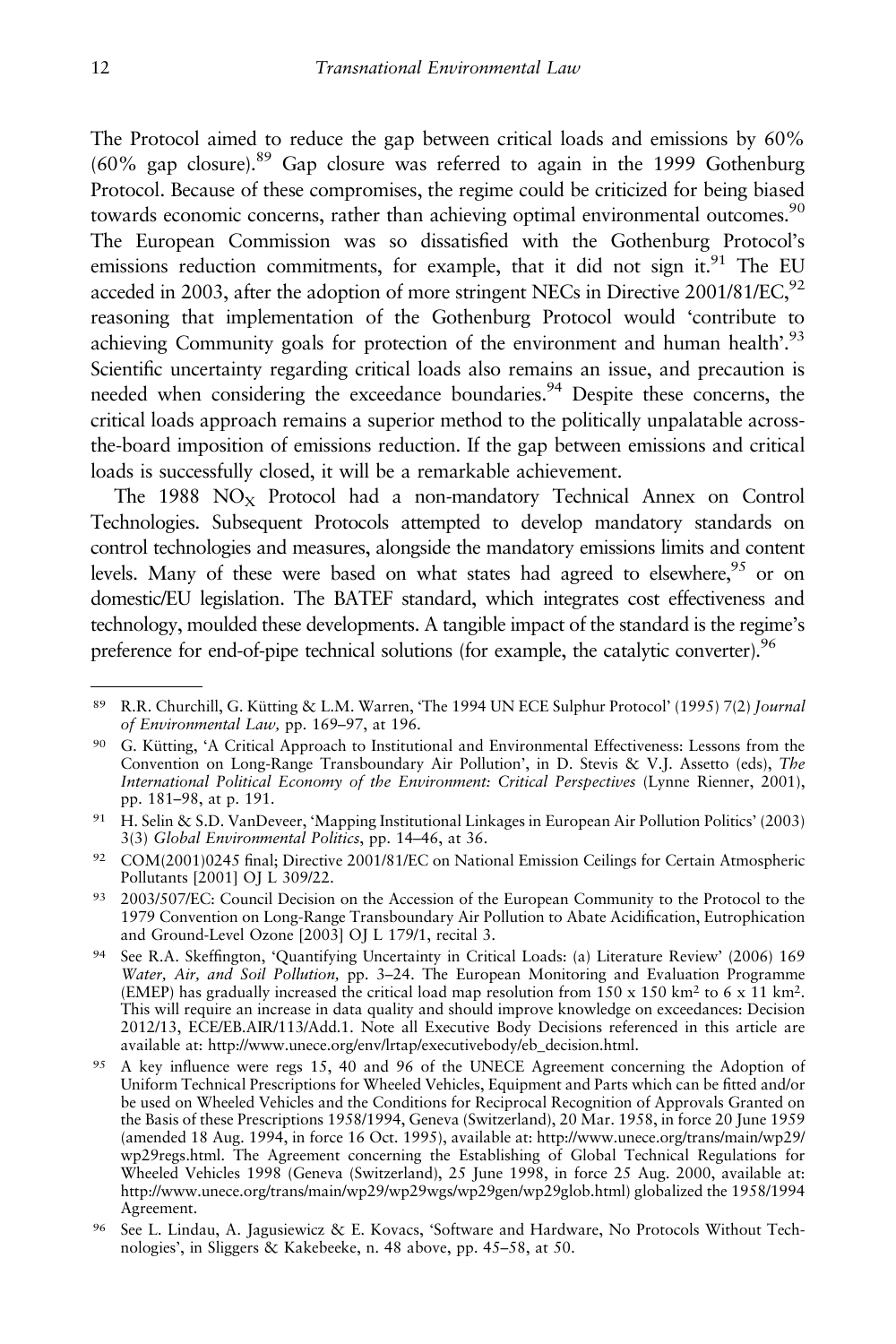The Protocol aimed to reduce the gap between critical loads and emissions by 60% (60% gap closure).[89] Gap closure was referred to again in the 1999 Gothenburg Protocol. Because of these compromises, the regime could be criticized for being biased towards economic concerns, rather than achieving optimal environmental outcomes.[90] The European Commission was so dissatisfied with the Gothenburg Protocol's emissions reduction commitments, for example, that it did not sign it.[91] The EU acceded in 2003, after the adoption of more stringent NECs in Directive 2001/81/EC,[92] reasoning that implementation of the Gothenburg Protocol would 'contribute to achieving Community goals for protection of the environment and human health'.[93] Scientific uncertainty regarding critical loads also remains an issue, and precaution is needed when considering the exceedance boundaries.[94] Despite these concerns, the critical loads approach remains a superior method to the politically unpalatable across-the-board imposition of emissions reduction. If the gap between emissions and critical loads is successfully closed, it will be a remarkable achievement.

The 1988 $NO_X$ Protocol had a non-mandatory Technical Annex on Control Technologies. Subsequent Protocols attempted to develop mandatory standards on control technologies and measures, alongside the mandatory emissions limits and content levels. Many of these were based on what states had agreed to elsewhere,[95] or on domestic/EU legislation. The BATEF standard, which integrates cost effectiveness and technology, moulded these developments. A tangible impact of the standard is the regime's preference for end-of-pipe technical solutions (for example, the catalytic converter).[96]

---

[89] R.R. Churchill, G. Kütting & L.M. Warren, 'The 1994 UN ECE Sulphur Protocol' (1995) 7(2) *Journal of Environmental Law*, pp. 169–97, at 196.

[90] G. Kütting, 'A Critical Approach to Institutional and Environmental Effectiveness: Lessons from the Convention on Long-Range Transboundary Air Pollution', in D. Stevis & V.J. Assetto (eds), *The International Political Economy of the Environment: Critical Perspectives* (Lynne Rienner, 2001), pp. 181–98, at p. 191.

[91] H. Selin & S.D. VanDeveer, 'Mapping Institutional Linkages in European Air Pollution Politics' (2003) 3(3) *Global Environmental Politics*, pp. 14–46, at 36.

[92] COM(2001)0245 final; Directive 2001/81/EC on National Emission Ceilings for Certain Atmospheric Pollutants [2001] OJ L 309/22.

[93] 2003/507/EC: Council Decision on the Accession of the European Community to the Protocol to the 1979 Convention on Long-Range Transboundary Air Pollution to Abate Acidification, Eutrophication and Ground-Level Ozone [2003] OJ L 179/1, recital 3.

[94] See R.A. Skeffington, 'Quantifying Uncertainty in Critical Loads: (a) Literature Review' (2006) 169 *Water, Air, and Soil Pollution*, pp. 3–24. The European Monitoring and Evaluation Programme (EMEP) has gradually increased the critical load map resolution from 150 x 150 km$^2$ to 6 x 11 km$^2$. This will require an increase in data quality and should improve knowledge on exceedances: Decision 2012/13, ECE/EB.AIR/113/Add.1. Note all Executive Body Decisions referenced in this article are available at: http://www.unece.org/env/lrtap/executivebody/eb_decision.html.

[95] A key influence were regs 15, 40 and 96 of the UNECE Agreement concerning the Adoption of Uniform Technical Prescriptions for Wheeled Vehicles, Equipment and Parts which can be fitted and/or be used on Wheeled Vehicles and the Conditions for Reciprocal Recognition of Approvals Granted on the Basis of these Prescriptions 1958/1994, Geneva (Switzerland), 20 Mar. 1958, in force 20 June 1959 (amended 18 Aug. 1994, in force 16 Oct. 1995), available at: http://www.unece.org/trans/main/wp29/wp29regs.html. The Agreement concerning the Establishing of Global Technical Regulations for Wheeled Vehicles 1998 (Geneva (Switzerland), 25 June 1998, in force 25 Aug. 2000, available at: http://www.unece.org/trans/main/wp29/wp29wgs/wp29gen/wp29glob.html) globalized the 1958/1994 Agreement.

[96] See L. Lindau, A. Jagusiewicz & E. Kovacs, 'Software and Hardware, No Protocols Without Technologies', in Sliggers & Kakebeeke, n. 48 above, pp. 45–58, at 50.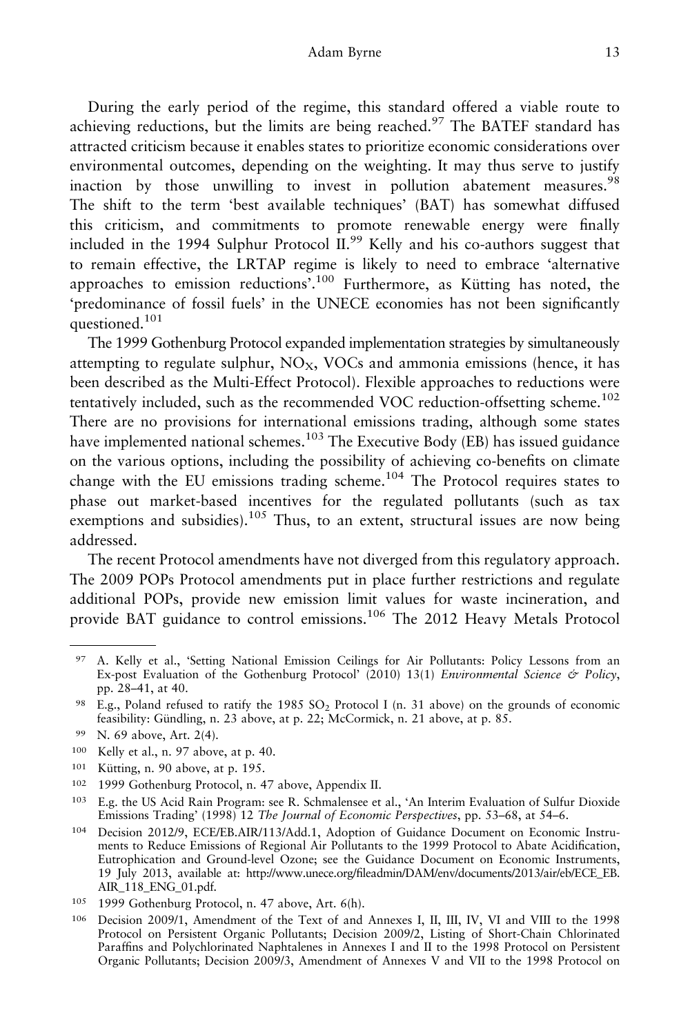During the early period of the regime, this standard offered a viable route to achieving reductions, but the limits are being reached.[97] The BATEF standard has attracted criticism because it enables states to prioritize economic considerations over environmental outcomes, depending on the weighting. It may thus serve to justify inaction by those unwilling to invest in pollution abatement measures.[98] The shift to the term 'best available techniques' (BAT) has somewhat diffused this criticism, and commitments to promote renewable energy were finally included in the 1994 Sulphur Protocol II.[99] Kelly and his co-authors suggest that to remain effective, the LRTAP regime is likely to need to embrace 'alternative approaches to emission reductions'.[100] Furthermore, as Kütting has noted, the 'predominance of fossil fuels' in the UNECE economies has not been significantly questioned.[101]

The 1999 Gothenburg Protocol expanded implementation strategies by simultaneously attempting to regulate sulphur, $NO_X$, VOCs and ammonia emissions (hence, it has been described as the Multi-Effect Protocol). Flexible approaches to reductions were tentatively included, such as the recommended VOC reduction-offsetting scheme.[102] There are no provisions for international emissions trading, although some states have implemented national schemes.[103] The Executive Body (EB) has issued guidance on the various options, including the possibility of achieving co-benefits on climate change with the EU emissions trading scheme.[104] The Protocol requires states to phase out market-based incentives for the regulated pollutants (such as tax exemptions and subsidies).[105] Thus, to an extent, structural issues are now being addressed.

The recent Protocol amendments have not diverged from this regulatory approach. The 2009 POPs Protocol amendments put in place further restrictions and regulate additional POPs, provide new emission limit values for waste incineration, and provide BAT guidance to control emissions.[106] The 2012 Heavy Metals Protocol

---

[97] A. Kelly et al., 'Setting National Emission Ceilings for Air Pollutants: Policy Lessons from an Ex-post Evaluation of the Gothenburg Protocol' (2010) 13(1) *Environmental Science & Policy*, pp. 28–41, at 40.

[98] E.g., Poland refused to ratify the 1985 $SO_2$ Protocol I (n. 31 above) on the grounds of economic feasibility: Gündling, n. 23 above, at p. 22; McCormick, n. 21 above, at p. 85.

[99] N. 69 above, Art. 2(4).

[100] Kelly et al., n. 97 above, at p. 40.

[101] Kütting, n. 90 above, at p. 195.

[102] 1999 Gothenburg Protocol, n. 47 above, Appendix II.

[103] E.g. the US Acid Rain Program: see R. Schmalensee et al., 'An Interim Evaluation of Sulfur Dioxide Emissions Trading' (1998) 12 *The Journal of Economic Perspectives*, pp. 53–68, at 54–6.

[104] Decision 2012/9, ECE/EB.AIR/113/Add.1, Adoption of Guidance Document on Economic Instruments to Reduce Emissions of Regional Air Pollutants to the 1999 Protocol to Abate Acidification, Eutrophication and Ground-level Ozone; see the Guidance Document on Economic Instruments, 19 July 2013, available at: http://www.unece.org/fileadmin/DAM/env/documents/2013/air/eb/ECE_EB.AIR_118_ENG_01.pdf.

[105] 1999 Gothenburg Protocol, n. 47 above, Art. 6(h).

[106] Decision 2009/1, Amendment of the Text of and Annexes I, II, III, IV, VI and VIII to the 1998 Protocol on Persistent Organic Pollutants; Decision 2009/2, Listing of Short-Chain Chlorinated Paraffins and Polychlorinated Naphtalenes in Annexes I and II to the 1998 Protocol on Persistent Organic Pollutants; Decision 2009/3, Amendment of Annexes V and VII to the 1998 Protocol on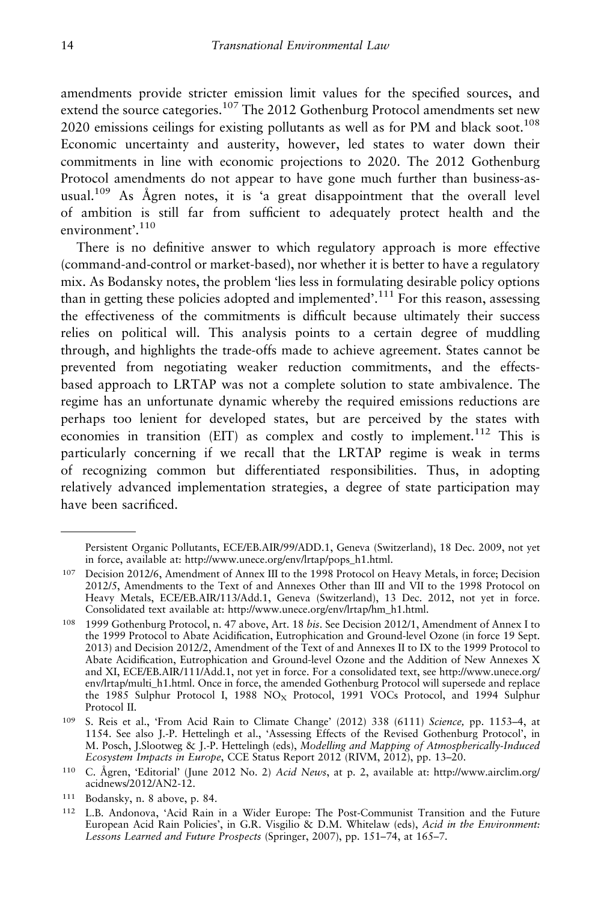amendments provide stricter emission limit values for the specified sources, and extend the source categories.[107] The 2012 Gothenburg Protocol amendments set new 2020 emissions ceilings for existing pollutants as well as for PM and black soot.[108] Economic uncertainty and austerity, however, led states to water down their commitments in line with economic projections to 2020. The 2012 Gothenburg Protocol amendments do not appear to have gone much further than business-as-usual.[109] As Ågren notes, it is 'a great disappointment that the overall level of ambition is still far from sufficient to adequately protect health and the environment'.[110]

There is no definitive answer to which regulatory approach is more effective (command-and-control or market-based), nor whether it is better to have a regulatory mix. As Bodansky notes, the problem 'lies less in formulating desirable policy options than in getting these policies adopted and implemented'.[111] For this reason, assessing the effectiveness of the commitments is difficult because ultimately their success relies on political will. This analysis points to a certain degree of muddling through, and highlights the trade-offs made to achieve agreement. States cannot be prevented from negotiating weaker reduction commitments, and the effects-based approach to LRTAP was not a complete solution to state ambivalence. The regime has an unfortunate dynamic whereby the required emissions reductions are perhaps too lenient for developed states, but are perceived by the states with economies in transition (EIT) as complex and costly to implement.[112] This is particularly concerning if we recall that the LRTAP regime is weak in terms of recognizing common but differentiated responsibilities. Thus, in adopting relatively advanced implementation strategies, a degree of state participation may have been sacrificed.

---

Persistent Organic Pollutants, ECE/EB.AIR/99/ADD.1, Geneva (Switzerland), 18 Dec. 2009, not yet in force, available at: http://www.unece.org/env/lrtap/pops_h1.html.

[107] Decision 2012/6, Amendment of Annex III to the 1998 Protocol on Heavy Metals, in force; Decision 2012/5, Amendments to the Text of and Annexes Other than III and VII to the 1998 Protocol on Heavy Metals, ECE/EB.AIR/113/Add.1, Geneva (Switzerland), 13 Dec. 2012, not yet in force. Consolidated text available at: http://www.unece.org/env/lrtap/hm_h1.html.

[108] 1999 Gothenburg Protocol, n. 47 above, Art. 18 *bis*. See Decision 2012/1, Amendment of Annex I to the 1999 Protocol to Abate Acidification, Eutrophication and Ground-level Ozone (in force 19 Sept. 2013) and Decision 2012/2, Amendment of the Text of and Annexes II to IX to the 1999 Protocol to Abate Acidification, Eutrophication and Ground-level Ozone and the Addition of New Annexes X and XI, ECE/EB.AIR/111/Add.1, not yet in force. For a consolidated text, see http://www.unece.org/env/lrtap/multi_h1.html. Once in force, the amended Gothenburg Protocol will supersede and replace the 1985 Sulphur Protocol I, 1988 $NO_X$ Protocol, 1991 VOCs Protocol, and 1994 Sulphur Protocol II.

[109] S. Reis et al., 'From Acid Rain to Climate Change' (2012) 338 (6111) *Science,* pp. 1153–4, at 1154. See also J.-P. Hettelingh et al., 'Assessing Effects of the Revised Gothenburg Protocol', in M. Posch, J.Slootweg & J.-P. Hettelingh (eds), *Modelling and Mapping of Atmospherically-Induced Ecosystem Impacts in Europe*, CCE Status Report 2012 (RIVM, 2012), pp. 13–20.

[110] C. Ågren, 'Editorial' (June 2012 No. 2) *Acid News*, at p. 2, available at: http://www.airclim.org/acidnews/2012/AN2-12.

[111] Bodansky, n. 8 above, p. 84.

[112] L.B. Andonova, 'Acid Rain in a Wider Europe: The Post-Communist Transition and the Future European Acid Rain Policies', in G.R. Visgilio & D.M. Whitelaw (eds), *Acid in the Environment: Lessons Learned and Future Prospects* (Springer, 2007), pp. 151–74, at 165–7.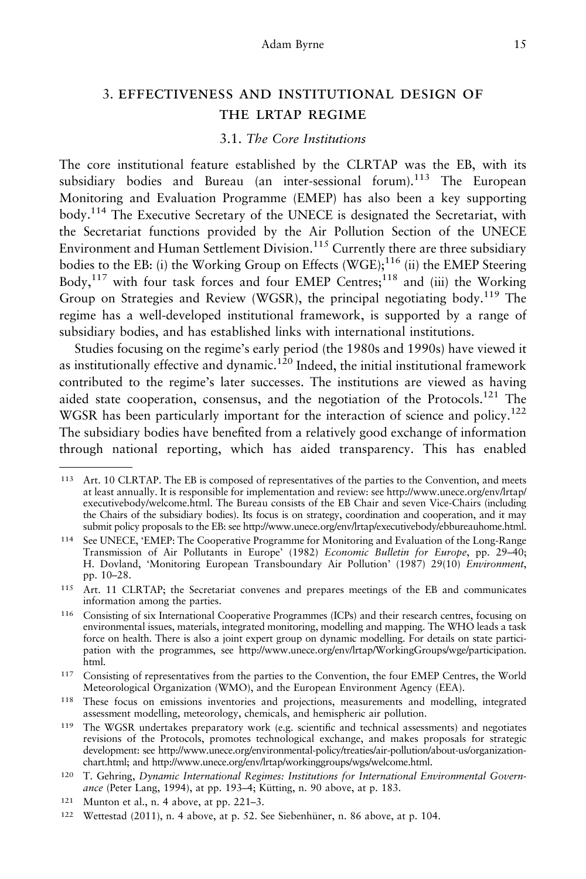## 3. EFFECTIVENESS AND INSTITUTIONAL DESIGN OF THE LRTAP REGIME

### 3.1. *The Core Institutions*

The core institutional feature established by the CLRTAP was the EB, with its subsidiary bodies and Bureau (an inter-sessional forum).[113] The European Monitoring and Evaluation Programme (EMEP) has also been a key supporting body.[114] The Executive Secretary of the UNECE is designated the Secretariat, with the Secretariat functions provided by the Air Pollution Section of the UNECE Environment and Human Settlement Division.[115] Currently there are three subsidiary bodies to the EB: (i) the Working Group on Effects (WGE);[116] (ii) the EMEP Steering Body,[117] with four task forces and four EMEP Centres;[118] and (iii) the Working Group on Strategies and Review (WGSR), the principal negotiating body.[119] The regime has a well-developed institutional framework, is supported by a range of subsidiary bodies, and has established links with international institutions.

Studies focusing on the regime's early period (the 1980s and 1990s) have viewed it as institutionally effective and dynamic.[120] Indeed, the initial institutional framework contributed to the regime's later successes. The institutions are viewed as having aided state cooperation, consensus, and the negotiation of the Protocols.[121] The WGSR has been particularly important for the interaction of science and policy.[122] The subsidiary bodies have benefited from a relatively good exchange of information through national reporting, which has aided transparency. This has enabled

---

[113] Art. 10 CLRTAP. The EB is composed of representatives of the parties to the Convention, and meets at least annually. It is responsible for implementation and review: see http://www.unece.org/env/lrtap/executivebody/welcome.html. The Bureau consists of the EB Chair and seven Vice-Chairs (including the Chairs of the subsidiary bodies). Its focus is on strategy, coordination and cooperation, and it may submit policy proposals to the EB: see http://www.unece.org/env/lrtap/executivebody/ebbureauhome.html.

[114] See UNECE, 'EMEP: The Cooperative Programme for Monitoring and Evaluation of the Long-Range Transmission of Air Pollutants in Europe' (1982) *Economic Bulletin for Europe*, pp. 29–40; H. Dovland, 'Monitoring European Transboundary Air Pollution' (1987) 29(10) *Environment*, pp. 10–28.

[115] Art. 11 CLRTAP; the Secretariat convenes and prepares meetings of the EB and communicates information among the parties.

[116] Consisting of six International Cooperative Programmes (ICPs) and their research centres, focusing on environmental issues, materials, integrated monitoring, modelling and mapping. The WHO leads a task force on health. There is also a joint expert group on dynamic modelling. For details on state participation with the programmes, see http://www.unece.org/env/lrtap/WorkingGroups/wge/participation.html.

[117] Consisting of representatives from the parties to the Convention, the four EMEP Centres, the World Meteorological Organization (WMO), and the European Environment Agency (EEA).

[118] These focus on emissions inventories and projections, measurements and modelling, integrated assessment modelling, meteorology, chemicals, and hemispheric air pollution.

[119] The WGSR undertakes preparatory work (e.g. scientific and technical assessments) and negotiates revisions of the Protocols, promotes technological exchange, and makes proposals for strategic development: see http://www.unece.org/environmental-policy/treaties/air-pollution/about-us/organization-chart.html; and http://www.unece.org/env/lrtap/workinggroups/wgs/welcome.html.

[120] T. Gehring, *Dynamic International Regimes: Institutions for International Environmental Governance* (Peter Lang, 1994), at pp. 193–4; Kütting, n. 90 above, at p. 183.

[121] Munton et al., n. 4 above, at pp. 221–3.

[122] Wettestad (2011), n. 4 above, at p. 52. See Siebenhüner, n. 86 above, at p. 104.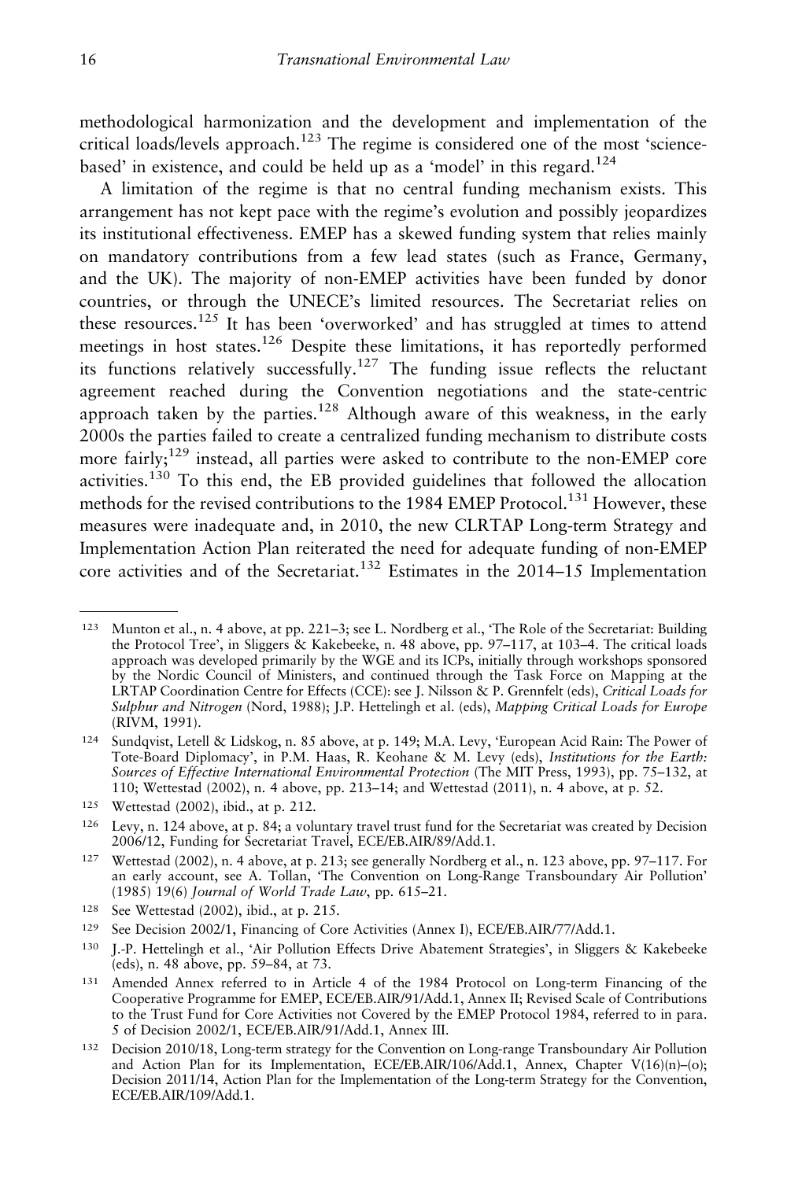methodological harmonization and the development and implementation of the critical loads/levels approach.[123] The regime is considered one of the most 'science-based' in existence, and could be held up as a 'model' in this regard.[124]

A limitation of the regime is that no central funding mechanism exists. This arrangement has not kept pace with the regime's evolution and possibly jeopardizes its institutional effectiveness. EMEP has a skewed funding system that relies mainly on mandatory contributions from a few lead states (such as France, Germany, and the UK). The majority of non-EMEP activities have been funded by donor countries, or through the UNECE's limited resources. The Secretariat relies on these resources.[125] It has been 'overworked' and has struggled at times to attend meetings in host states.[126] Despite these limitations, it has reportedly performed its functions relatively successfully.[127] The funding issue reflects the reluctant agreement reached during the Convention negotiations and the state-centric approach taken by the parties.[128] Although aware of this weakness, in the early 2000s the parties failed to create a centralized funding mechanism to distribute costs more fairly;[129] instead, all parties were asked to contribute to the non-EMEP core activities.[130] To this end, the EB provided guidelines that followed the allocation methods for the revised contributions to the 1984 EMEP Protocol.[131] However, these measures were inadequate and, in 2010, the new CLRTAP Long-term Strategy and Implementation Action Plan reiterated the need for adequate funding of non-EMEP core activities and of the Secretariat.[132] Estimates in the 2014–15 Implementation

---

[123] Munton et al., n. 4 above, at pp. 221–3; see L. Nordberg et al., 'The Role of the Secretariat: Building the Protocol Tree', in Sliggers & Kakebeeke, n. 48 above, pp. 97–117, at 103–4. The critical loads approach was developed primarily by the WGE and its ICPs, initially through workshops sponsored by the Nordic Council of Ministers, and continued through the Task Force on Mapping at the LRTAP Coordination Centre for Effects (CCE): see J. Nilsson & P. Grennfelt (eds), *Critical Loads for Sulphur and Nitrogen* (Nord, 1988); J.P. Hettelingh et al. (eds), *Mapping Critical Loads for Europe* (RIVM, 1991).

[124] Sundqvist, Letell & Lidskog, n. 85 above, at p. 149; M.A. Levy, 'European Acid Rain: The Power of Tote-Board Diplomacy', in P.M. Haas, R. Keohane & M. Levy (eds), *Institutions for the Earth: Sources of Effective International Environmental Protection* (The MIT Press, 1993), pp. 75–132, at 110; Wettestad (2002), n. 4 above, pp. 213–14; and Wettestad (2011), n. 4 above, at p. 52.

[125] Wettestad (2002), ibid., at p. 212.

[126] Levy, n. 124 above, at p. 84; a voluntary travel trust fund for the Secretariat was created by Decision 2006/12, Funding for Secretariat Travel, ECE/EB.AIR/89/Add.1.

[127] Wettestad (2002), n. 4 above, at p. 213; see generally Nordberg et al., n. 123 above, pp. 97–117. For an early account, see A. Tollan, 'The Convention on Long-Range Transboundary Air Pollution' (1985) 19(6) *Journal of World Trade Law*, pp. 615–21.

[128] See Wettestad (2002), ibid., at p. 215.

[129] See Decision 2002/1, Financing of Core Activities (Annex I), ECE/EB.AIR/77/Add.1.

[130] J.-P. Hettelingh et al., 'Air Pollution Effects Drive Abatement Strategies', in Sliggers & Kakebeeke (eds), n. 48 above, pp. 59–84, at 73.

[131] Amended Annex referred to in Article 4 of the 1984 Protocol on Long-term Financing of the Cooperative Programme for EMEP, ECE/EB.AIR/91/Add.1, Annex II; Revised Scale of Contributions to the Trust Fund for Core Activities not Covered by the EMEP Protocol 1984, referred to in para. 5 of Decision 2002/1, ECE/EB.AIR/91/Add.1, Annex III.

[132] Decision 2010/18, Long-term strategy for the Convention on Long-range Transboundary Air Pollution and Action Plan for its Implementation, ECE/EB.AIR/106/Add.1, Annex, Chapter V(16)(n)–(o); Decision 2011/14, Action Plan for the Implementation of the Long-term Strategy for the Convention, ECE/EB.AIR/109/Add.1.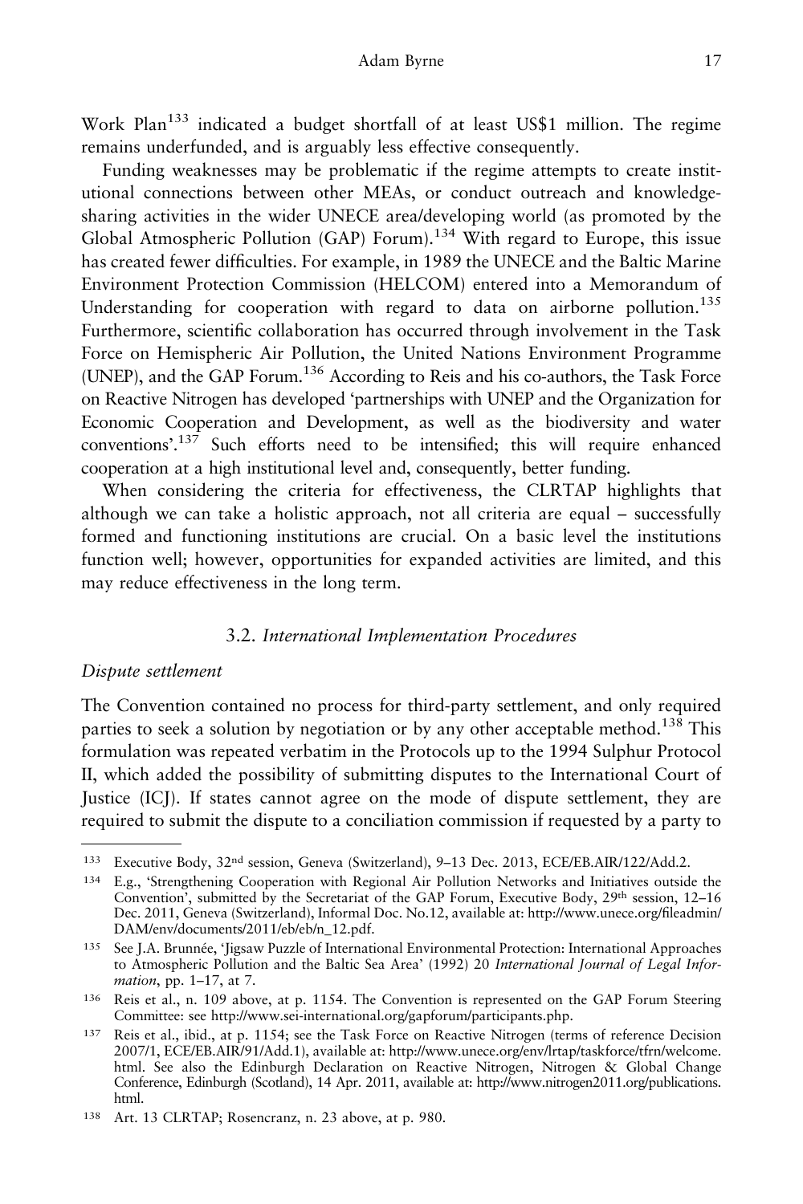Work Plan[133] indicated a budget shortfall of at least US$1 million. The regime remains underfunded, and is arguably less effective consequently.

Funding weaknesses may be problematic if the regime attempts to create institutional connections between other MEAs, or conduct outreach and knowledge-sharing activities in the wider UNECE area/developing world (as promoted by the Global Atmospheric Pollution (GAP) Forum).[134] With regard to Europe, this issue has created fewer difficulties. For example, in 1989 the UNECE and the Baltic Marine Environment Protection Commission (HELCOM) entered into a Memorandum of Understanding for cooperation with regard to data on airborne pollution.[135] Furthermore, scientific collaboration has occurred through involvement in the Task Force on Hemispheric Air Pollution, the United Nations Environment Programme (UNEP), and the GAP Forum.[136] According to Reis and his co-authors, the Task Force on Reactive Nitrogen has developed 'partnerships with UNEP and the Organization for Economic Cooperation and Development, as well as the biodiversity and water conventions'.[137] Such efforts need to be intensified; this will require enhanced cooperation at a high institutional level and, consequently, better funding.

When considering the criteria for effectiveness, the CLRTAP highlights that although we can take a holistic approach, not all criteria are equal – successfully formed and functioning institutions are crucial. On a basic level the institutions function well; however, opportunities for expanded activities are limited, and this may reduce effectiveness in the long term.

### 3.2. *International Implementation Procedures*

*Dispute settlement*

The Convention contained no process for third-party settlement, and only required parties to seek a solution by negotiation or by any other acceptable method.[138] This formulation was repeated verbatim in the Protocols up to the 1994 Sulphur Protocol II, which added the possibility of submitting disputes to the International Court of Justice (ICJ). If states cannot agree on the mode of dispute settlement, they are required to submit the dispute to a conciliation commission if requested by a party to

---

[133] Executive Body, 32nd session, Geneva (Switzerland), 9–13 Dec. 2013, ECE/EB.AIR/122/Add.2.

[134] E.g., 'Strengthening Cooperation with Regional Air Pollution Networks and Initiatives outside the Convention', submitted by the Secretariat of the GAP Forum, Executive Body, 29th session, 12–16 Dec. 2011, Geneva (Switzerland), Informal Doc. No.12, available at: http://www.unece.org/fileadmin/DAM/env/documents/2011/eb/eb/n_12.pdf.

[135] See J.A. Brunnée, 'Jigsaw Puzzle of International Environmental Protection: International Approaches to Atmospheric Pollution and the Baltic Sea Area' (1992) 20 *International Journal of Legal Information*, pp. 1–17, at 7.

[136] Reis et al., n. 109 above, at p. 1154. The Convention is represented on the GAP Forum Steering Committee: see http://www.sei-international.org/gapforum/participants.php.

[137] Reis et al., ibid., at p. 1154; see the Task Force on Reactive Nitrogen (terms of reference Decision 2007/1, ECE/EB.AIR/91/Add.1), available at: http://www.unece.org/env/lrtap/taskforce/tfrn/welcome.html. See also the Edinburgh Declaration on Reactive Nitrogen, Nitrogen & Global Change Conference, Edinburgh (Scotland), 14 Apr. 2011, available at: http://www.nitrogen2011.org/publications.html.

[138] Art. 13 CLRTAP; Rosencranz, n. 23 above, at p. 980.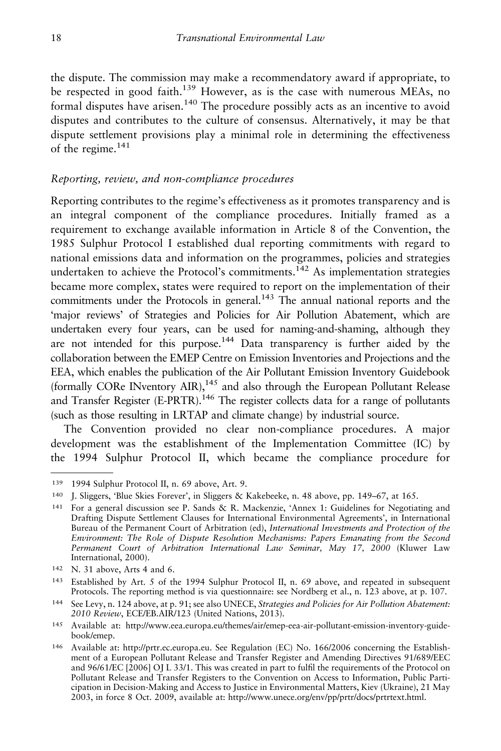the dispute. The commission may make a recommendatory award if appropriate, to be respected in good faith.[139] However, as is the case with numerous MEAs, no formal disputes have arisen.[140] The procedure possibly acts as an incentive to avoid disputes and contributes to the culture of consensus. Alternatively, it may be that dispute settlement provisions play a minimal role in determining the effectiveness of the regime.[141]

*Reporting, review, and non-compliance procedures*

Reporting contributes to the regime's effectiveness as it promotes transparency and is an integral component of the compliance procedures. Initially framed as a requirement to exchange available information in Article 8 of the Convention, the 1985 Sulphur Protocol I established dual reporting commitments with regard to national emissions data and information on the programmes, policies and strategies undertaken to achieve the Protocol's commitments.[142] As implementation strategies became more complex, states were required to report on the implementation of their commitments under the Protocols in general.[143] The annual national reports and the 'major reviews' of Strategies and Policies for Air Pollution Abatement, which are undertaken every four years, can be used for naming-and-shaming, although they are not intended for this purpose.[144] Data transparency is further aided by the collaboration between the EMEP Centre on Emission Inventories and Projections and the EEA, which enables the publication of the Air Pollutant Emission Inventory Guidebook (formally CORe INventory AIR),[145] and also through the European Pollutant Release and Transfer Register (E-PRTR).[146] The register collects data for a range of pollutants (such as those resulting in LRTAP and climate change) by industrial source.

The Convention provided no clear non-compliance procedures. A major development was the establishment of the Implementation Committee (IC) by the 1994 Sulphur Protocol II, which became the compliance procedure for

---

[139] 1994 Sulphur Protocol II, n. 69 above, Art. 9.

[140] J. Sliggers, 'Blue Skies Forever', in Sliggers & Kakebeeke, n. 48 above, pp. 149–67, at 165.

[141] For a general discussion see P. Sands & R. Mackenzie, 'Annex 1: Guidelines for Negotiating and Drafting Dispute Settlement Clauses for International Environmental Agreements', in International Bureau of the Permanent Court of Arbitration (ed), *International Investments and Protection of the Environment: The Role of Dispute Resolution Mechanisms: Papers Emanating from the Second Permanent Court of Arbitration International Law Seminar, May 17, 2000* (Kluwer Law International, 2000).

[142] N. 31 above, Arts 4 and 6.

[143] Established by Art. 5 of the 1994 Sulphur Protocol II, n. 69 above, and repeated in subsequent Protocols. The reporting method is via questionnaire: see Nordberg et al., n. 123 above, at p. 107.

[144] See Levy, n. 124 above, at p. 91; see also UNECE, *Strategies and Policies for Air Pollution Abatement: 2010 Review*, ECE/EB.AIR/123 (United Nations, 2013).

[145] Available at: http://www.eea.europa.eu/themes/air/emep-eea-air-pollutant-emission-inventory-guidebook/emep.

[146] Available at: http://prtr.ec.europa.eu. See Regulation (EC) No. 166/2006 concerning the Establishment of a European Pollutant Release and Transfer Register and Amending Directives 91/689/EEC and 96/61/EC [2006] OJ L 33/1. This was created in part to fulfil the requirements of the Protocol on Pollutant Release and Transfer Registers to the Convention on Access to Information, Public Participation in Decision-Making and Access to Justice in Environmental Matters, Kiev (Ukraine), 21 May 2003, in force 8 Oct. 2009, available at: http://www.unece.org/env/pp/prtr/docs/prtrtext.html.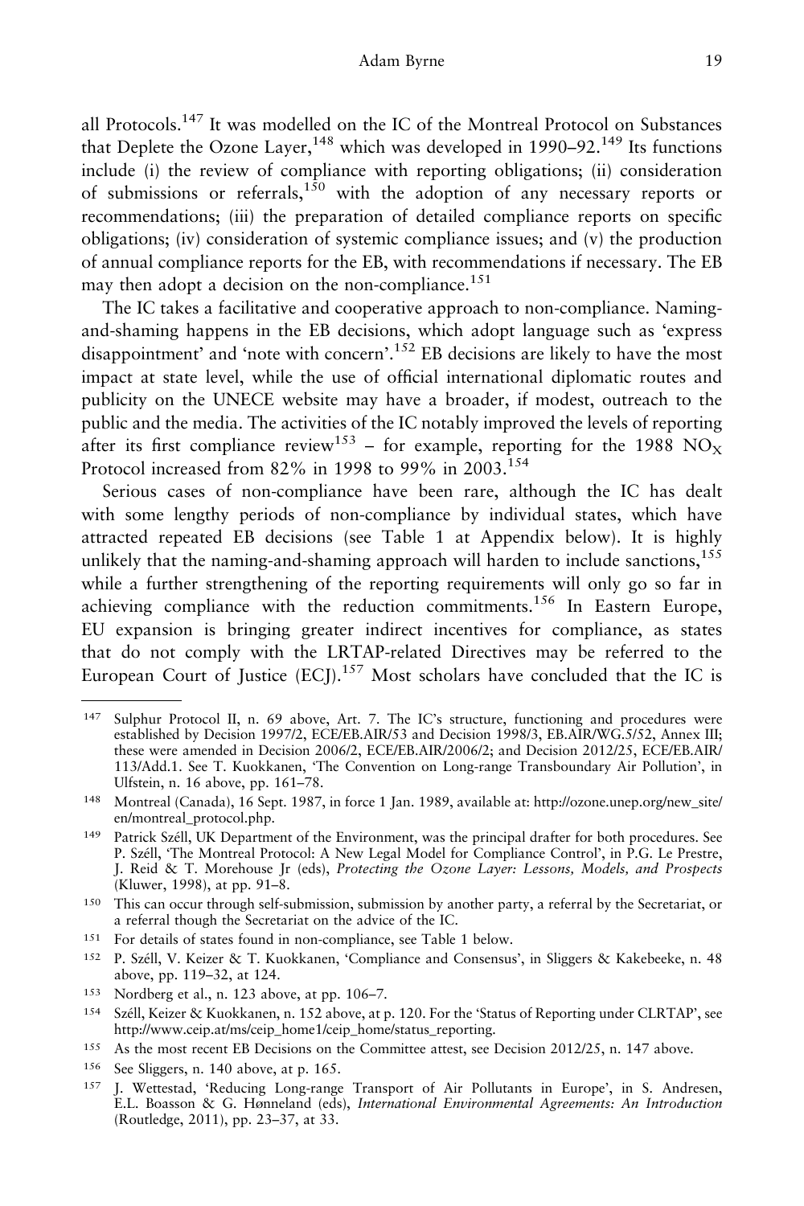all Protocols.[147] It was modelled on the IC of the Montreal Protocol on Substances that Deplete the Ozone Layer,[148] which was developed in 1990–92.[149] Its functions include (i) the review of compliance with reporting obligations; (ii) consideration of submissions or referrals,[150] with the adoption of any necessary reports or recommendations; (iii) the preparation of detailed compliance reports on specific obligations; (iv) consideration of systemic compliance issues; and (v) the production of annual compliance reports for the EB, with recommendations if necessary. The EB may then adopt a decision on the non-compliance.[151]

The IC takes a facilitative and cooperative approach to non-compliance. Naming-and-shaming happens in the EB decisions, which adopt language such as 'express disappointment' and 'note with concern'.[152] EB decisions are likely to have the most impact at state level, while the use of official international diplomatic routes and publicity on the UNECE website may have a broader, if modest, outreach to the public and the media. The activities of the IC notably improved the levels of reporting after its first compliance review[153] – for example, reporting for the 1988 $NO_X$ Protocol increased from 82% in 1998 to 99% in 2003.[154]

Serious cases of non-compliance have been rare, although the IC has dealt with some lengthy periods of non-compliance by individual states, which have attracted repeated EB decisions (see Table 1 at Appendix below). It is highly unlikely that the naming-and-shaming approach will harden to include sanctions,[155] while a further strengthening of the reporting requirements will only go so far in achieving compliance with the reduction commitments.[156] In Eastern Europe, EU expansion is bringing greater indirect incentives for compliance, as states that do not comply with the LRTAP-related Directives may be referred to the European Court of Justice (ECJ).[157] Most scholars have concluded that the IC is

---

[147] Sulphur Protocol II, n. 69 above, Art. 7. The IC's structure, functioning and procedures were established by Decision 1997/2, ECE/EB.AIR/53 and Decision 1998/3, EB.AIR/WG.5/52, Annex III; these were amended in Decision 2006/2, ECE/EB.AIR/2006/2; and Decision 2012/25, ECE/EB.AIR/113/Add.1. See T. Kuokkanen, 'The Convention on Long-range Transboundary Air Pollution', in Ulfstein, n. 16 above, pp. 161–78.

[148] Montreal (Canada), 16 Sept. 1987, in force 1 Jan. 1989, available at: http://ozone.unep.org/new_site/en/montreal_protocol.php.

[149] Patrick Széll, UK Department of the Environment, was the principal drafter for both procedures. See P. Széll, 'The Montreal Protocol: A New Legal Model for Compliance Control', in P.G. Le Prestre, J. Reid & T. Morehouse Jr (eds), *Protecting the Ozone Layer: Lessons, Models, and Prospects* (Kluwer, 1998), at pp. 91–8.

[150] This can occur through self-submission, submission by another party, a referral by the Secretariat, or a referral though the Secretariat on the advice of the IC.

[151] For details of states found in non-compliance, see Table 1 below.

[152] P. Széll, V. Keizer & T. Kuokkanen, 'Compliance and Consensus', in Sliggers & Kakebeeke, n. 48 above, pp. 119–32, at 124.

[153] Nordberg et al., n. 123 above, at pp. 106–7.

[154] Széll, Keizer & Kuokkanen, n. 152 above, at p. 120. For the 'Status of Reporting under CLRTAP', see http://www.ceip.at/ms/ceip_home1/ceip_home/status_reporting.

[155] As the most recent EB Decisions on the Committee attest, see Decision 2012/25, n. 147 above.

[156] See Sliggers, n. 140 above, at p. 165.

[157] J. Wettestad, 'Reducing Long-range Transport of Air Pollutants in Europe', in S. Andresen, E.L. Boasson & G. Hønneland (eds), *International Environmental Agreements: An Introduction* (Routledge, 2011), pp. 23–37, at 33.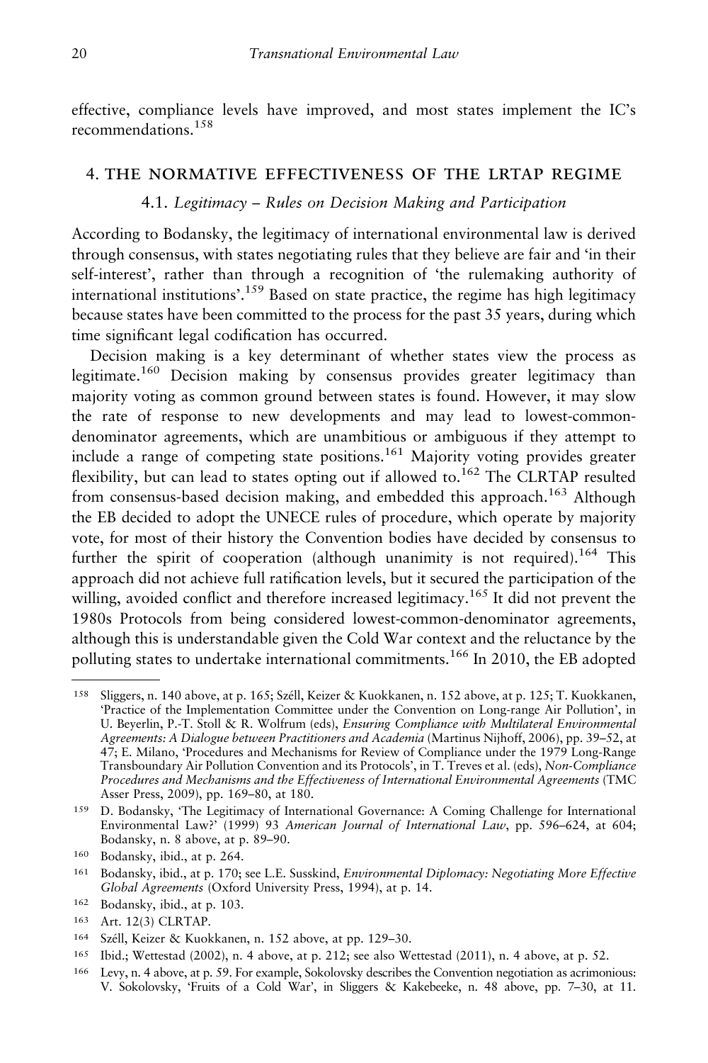effective, compliance levels have improved, and most states implement the IC's recommendations.[158]

## 4. THE NORMATIVE EFFECTIVENESS OF THE LRTAP REGIME

### 4.1. *Legitimacy – Rules on Decision Making and Participation*

According to Bodansky, the legitimacy of international environmental law is derived through consensus, with states negotiating rules that they believe are fair and 'in their self-interest', rather than through a recognition of 'the rulemaking authority of international institutions'.[159] Based on state practice, the regime has high legitimacy because states have been committed to the process for the past 35 years, during which time significant legal codification has occurred.

Decision making is a key determinant of whether states view the process as legitimate.[160] Decision making by consensus provides greater legitimacy than majority voting as common ground between states is found. However, it may slow the rate of response to new developments and may lead to lowest-common-denominator agreements, which are unambitious or ambiguous if they attempt to include a range of competing state positions.[161] Majority voting provides greater flexibility, but can lead to states opting out if allowed to.[162] The CLRTAP resulted from consensus-based decision making, and embedded this approach.[163] Although the EB decided to adopt the UNECE rules of procedure, which operate by majority vote, for most of their history the Convention bodies have decided by consensus to further the spirit of cooperation (although unanimity is not required).[164] This approach did not achieve full ratification levels, but it secured the participation of the willing, avoided conflict and therefore increased legitimacy.[165] It did not prevent the 1980s Protocols from being considered lowest-common-denominator agreements, although this is understandable given the Cold War context and the reluctance by the polluting states to undertake international commitments.[166] In 2010, the EB adopted

---

[158] Sliggers, n. 140 above, at p. 165; Széll, Keizer & Kuokkanen, n. 152 above, at p. 125; T. Kuokkanen, 'Practice of the Implementation Committee under the Convention on Long-range Air Pollution', in U. Beyerlin, P.-T. Stoll & R. Wolfrum (eds), *Ensuring Compliance with Multilateral Environmental Agreements: A Dialogue between Practitioners and Academia* (Martinus Nijhoff, 2006), pp. 39–52, at 47; E. Milano, 'Procedures and Mechanisms for Review of Compliance under the 1979 Long-Range Transboundary Air Pollution Convention and its Protocols', in T. Treves et al. (eds), *Non-Compliance Procedures and Mechanisms and the Effectiveness of International Environmental Agreements* (TMC Asser Press, 2009), pp. 169–80, at 180.

[159] D. Bodansky, 'The Legitimacy of International Governance: A Coming Challenge for International Environmental Law?' (1999) 93 *American Journal of International Law*, pp. 596–624, at 604; Bodansky, n. 8 above, at p. 89–90.

[160] Bodansky, ibid., at p. 264.

[161] Bodansky, ibid., at p. 170; see L.E. Susskind, *Environmental Diplomacy: Negotiating More Effective Global Agreements* (Oxford University Press, 1994), at p. 14.

[162] Bodansky, ibid., at p. 103.

[163] Art. 12(3) CLRTAP.

[164] Széll, Keizer & Kuokkanen, n. 152 above, at pp. 129–30.

[165] Ibid.; Wettestad (2002), n. 4 above, at p. 212; see also Wettestad (2011), n. 4 above, at p. 52.

[166] Levy, n. 4 above, at p. 59. For example, Sokolovsky describes the Convention negotiation as acrimonious: V. Sokolovsky, 'Fruits of a Cold War', in Sliggers & Kakebeeke, n. 48 above, pp. 7–30, at 11.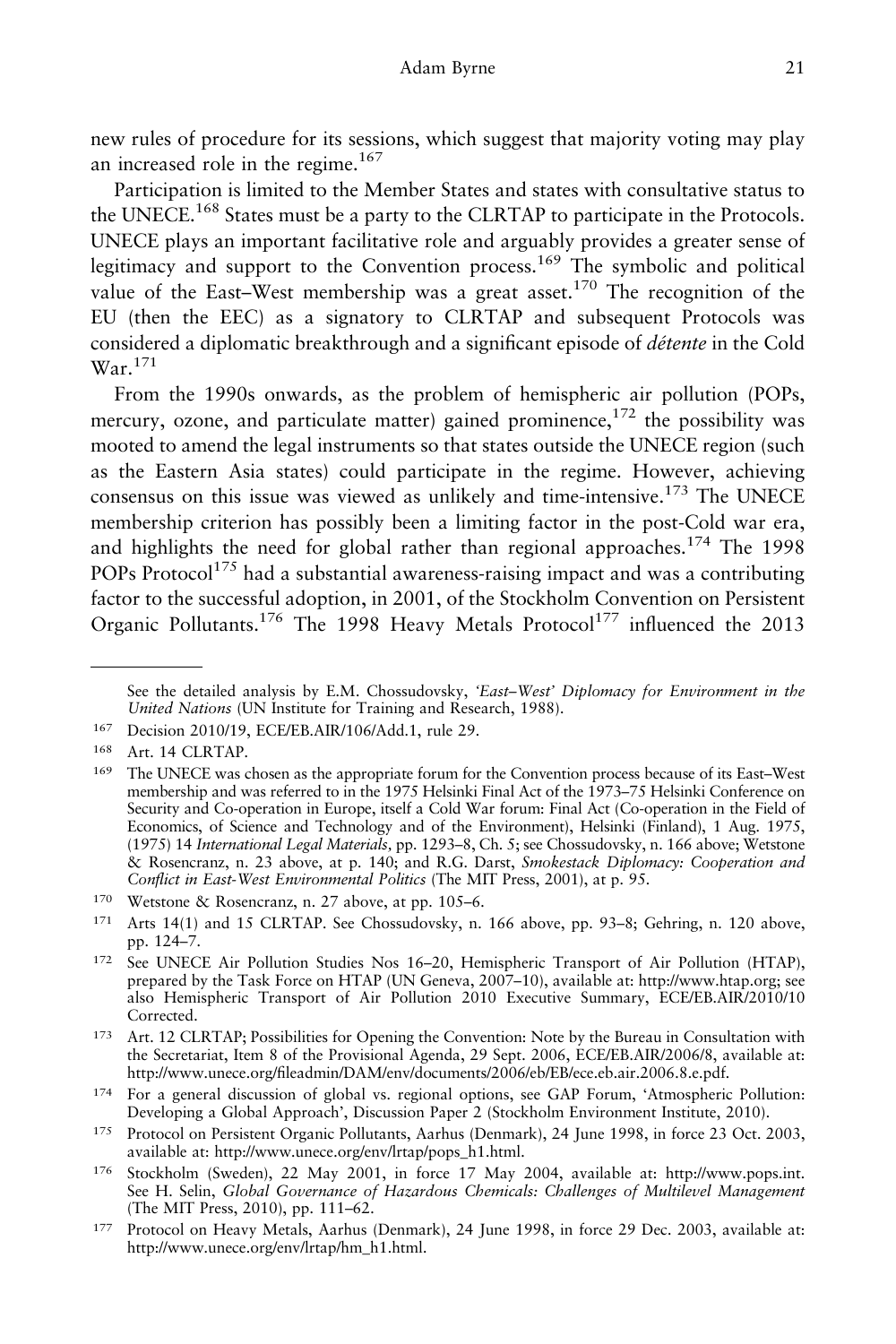new rules of procedure for its sessions, which suggest that majority voting may play an increased role in the regime.[167]

Participation is limited to the Member States and states with consultative status to the UNECE.[168] States must be a party to the CLRTAP to participate in the Protocols. UNECE plays an important facilitative role and arguably provides a greater sense of legitimacy and support to the Convention process.[169] The symbolic and political value of the East–West membership was a great asset.[170] The recognition of the EU (then the EEC) as a signatory to CLRTAP and subsequent Protocols was considered a diplomatic breakthrough and a significant episode of *détente* in the Cold War.[171]

From the 1990s onwards, as the problem of hemispheric air pollution (POPs, mercury, ozone, and particulate matter) gained prominence,[172] the possibility was mooted to amend the legal instruments so that states outside the UNECE region (such as the Eastern Asia states) could participate in the regime. However, achieving consensus on this issue was viewed as unlikely and time-intensive.[173] The UNECE membership criterion has possibly been a limiting factor in the post-Cold war era, and highlights the need for global rather than regional approaches.[174] The 1998 POPs Protocol[175] had a substantial awareness-raising impact and was a contributing factor to the successful adoption, in 2001, of the Stockholm Convention on Persistent Organic Pollutants.[176] The 1998 Heavy Metals Protocol[177] influenced the 2013

---

See the detailed analysis by E.M. Chossudovsky, *'East–West' Diplomacy for Environment in the United Nations* (UN Institute for Training and Research, 1988).

[167] Decision 2010/19, ECE/EB.AIR/106/Add.1, rule 29.

[168] Art. 14 CLRTAP.

[169] The UNECE was chosen as the appropriate forum for the Convention process because of its East–West membership and was referred to in the 1975 Helsinki Final Act of the 1973–75 Helsinki Conference on Security and Co-operation in Europe, itself a Cold War forum: Final Act (Co-operation in the Field of Economics, of Science and Technology and of the Environment), Helsinki (Finland), 1 Aug. 1975, (1975) 14 *International Legal Materials*, pp. 1293–8, Ch. 5; see Chossudovsky, n. 166 above; Wetstone & Rosencranz, n. 23 above, at p. 140; and R.G. Darst, *Smokestack Diplomacy: Cooperation and Conflict in East-West Environmental Politics* (The MIT Press, 2001), at p. 95.

[170] Wetstone & Rosencranz, n. 27 above, at pp. 105–6.

[171] Arts 14(1) and 15 CLRTAP. See Chossudovsky, n. 166 above, pp. 93–8; Gehring, n. 120 above, pp. 124–7.

[172] See UNECE Air Pollution Studies Nos 16–20, Hemispheric Transport of Air Pollution (HTAP), prepared by the Task Force on HTAP (UN Geneva, 2007–10), available at: http://www.htap.org; see also Hemispheric Transport of Air Pollution 2010 Executive Summary, ECE/EB.AIR/2010/10 Corrected.

[173] Art. 12 CLRTAP; Possibilities for Opening the Convention: Note by the Bureau in Consultation with the Secretariat, Item 8 of the Provisional Agenda, 29 Sept. 2006, ECE/EB.AIR/2006/8, available at: http://www.unece.org/fileadmin/DAM/env/documents/2006/eb/EB/ece.eb.air.2006.8.e.pdf.

[174] For a general discussion of global vs. regional options, see GAP Forum, 'Atmospheric Pollution: Developing a Global Approach', Discussion Paper 2 (Stockholm Environment Institute, 2010).

[175] Protocol on Persistent Organic Pollutants, Aarhus (Denmark), 24 June 1998, in force 23 Oct. 2003, available at: http://www.unece.org/env/lrtap/pops_h1.html.

[176] Stockholm (Sweden), 22 May 2001, in force 17 May 2004, available at: http://www.pops.int. See H. Selin, *Global Governance of Hazardous Chemicals: Challenges of Multilevel Management* (The MIT Press, 2010), pp. 111–62.

[177] Protocol on Heavy Metals, Aarhus (Denmark), 24 June 1998, in force 29 Dec. 2003, available at: http://www.unece.org/env/lrtap/hm_h1.html.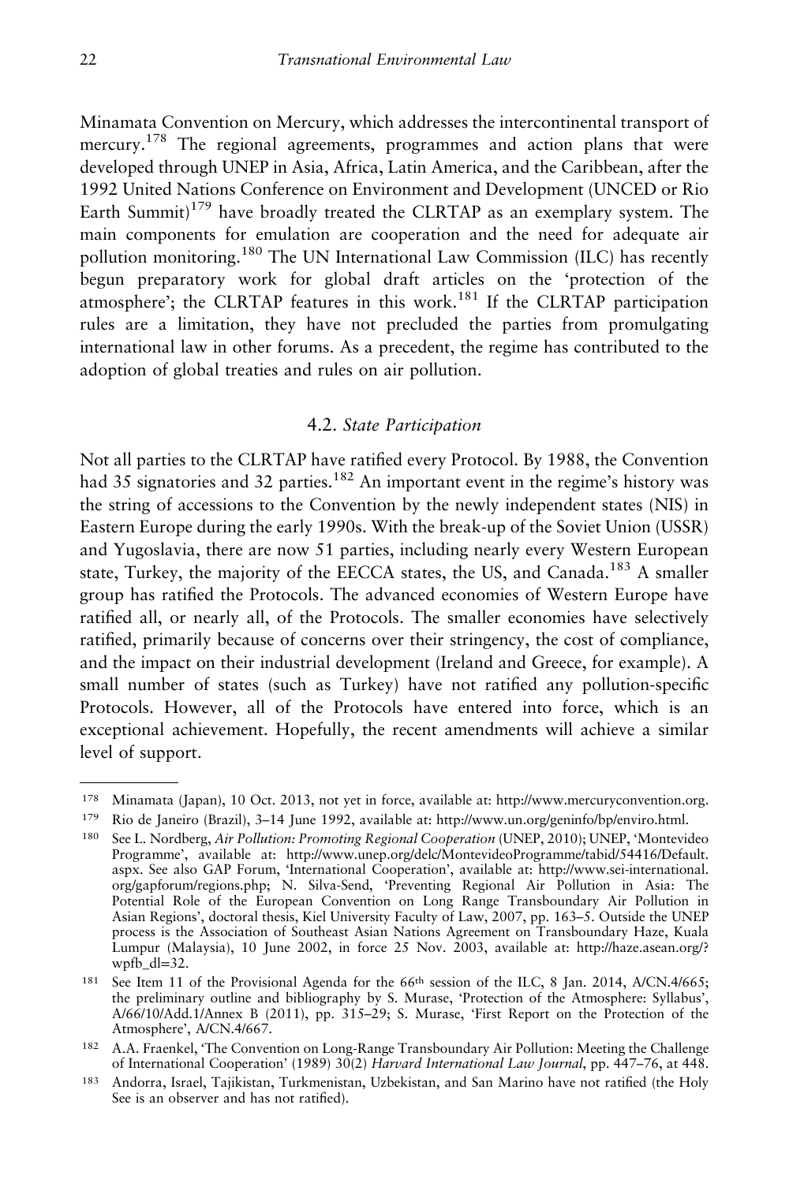Minamata Convention on Mercury, which addresses the intercontinental transport of mercury.[178] The regional agreements, programmes and action plans that were developed through UNEP in Asia, Africa, Latin America, and the Caribbean, after the 1992 United Nations Conference on Environment and Development (UNCED or Rio Earth Summit)[179] have broadly treated the CLRTAP as an exemplary system. The main components for emulation are cooperation and the need for adequate air pollution monitoring.[180] The UN International Law Commission (ILC) has recently begun preparatory work for global draft articles on the 'protection of the atmosphere'; the CLRTAP features in this work.[181] If the CLRTAP participation rules are a limitation, they have not precluded the parties from promulgating international law in other forums. As a precedent, the regime has contributed to the adoption of global treaties and rules on air pollution.

### 4.2. *State Participation*

Not all parties to the CLRTAP have ratified every Protocol. By 1988, the Convention had 35 signatories and 32 parties.[182] An important event in the regime's history was the string of accessions to the Convention by the newly independent states (NIS) in Eastern Europe during the early 1990s. With the break-up of the Soviet Union (USSR) and Yugoslavia, there are now 51 parties, including nearly every Western European state, Turkey, the majority of the EECCA states, the US, and Canada.[183] A smaller group has ratified the Protocols. The advanced economies of Western Europe have ratified all, or nearly all, of the Protocols. The smaller economies have selectively ratified, primarily because of concerns over their stringency, the cost of compliance, and the impact on their industrial development (Ireland and Greece, for example). A small number of states (such as Turkey) have not ratified any pollution-specific Protocols. However, all of the Protocols have entered into force, which is an exceptional achievement. Hopefully, the recent amendments will achieve a similar level of support.

---

[178] Minamata (Japan), 10 Oct. 2013, not yet in force, available at: http://www.mercuryconvention.org.

[179] Rio de Janeiro (Brazil), 3–14 June 1992, available at: http://www.un.org/geninfo/bp/enviro.html.

[180] See L. Nordberg, *Air Pollution: Promoting Regional Cooperation* (UNEP, 2010); UNEP, 'Montevideo Programme', available at: http://www.unep.org/delc/MontevideoProgramme/tabid/54416/Default.aspx. See also GAP Forum, 'International Cooperation', available at: http://www.sei-international.org/gapforum/regions.php; N. Silva-Send, 'Preventing Regional Air Pollution in Asia: The Potential Role of the European Convention on Long Range Transboundary Air Pollution in Asian Regions', doctoral thesis, Kiel University Faculty of Law, 2007, pp. 163–5. Outside the UNEP process is the Association of Southeast Asian Nations Agreement on Transboundary Haze, Kuala Lumpur (Malaysia), 10 June 2002, in force 25 Nov. 2003, available at: http://haze.asean.org/?wpfb_dl=32.

[181] See Item 11 of the Provisional Agenda for the 66th session of the ILC, 8 Jan. 2014, A/CN.4/665; the preliminary outline and bibliography by S. Murase, 'Protection of the Atmosphere: Syllabus', A/66/10/Add.1/Annex B (2011), pp. 315–29; S. Murase, 'First Report on the Protection of the Atmosphere', A/CN.4/667.

[182] A.A. Fraenkel, 'The Convention on Long-Range Transboundary Air Pollution: Meeting the Challenge of International Cooperation' (1989) 30(2) *Harvard International Law Journal*, pp. 447–76, at 448.

[183] Andorra, Israel, Tajikistan, Turkmenistan, Uzbekistan, and San Marino have not ratified (the Holy See is an observer and has not ratified).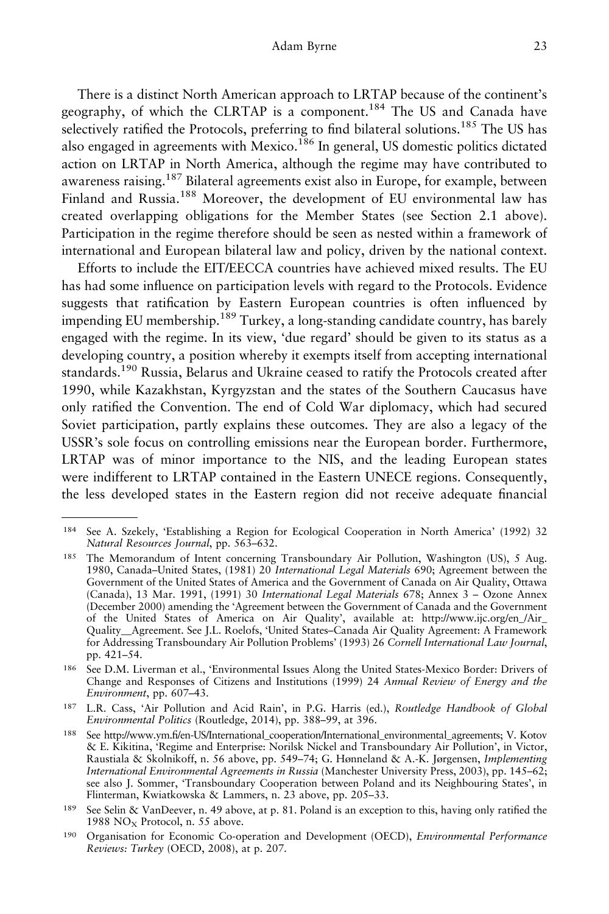There is a distinct North American approach to LRTAP because of the continent's geography, of which the CLRTAP is a component.[184] The US and Canada have selectively ratified the Protocols, preferring to find bilateral solutions.[185] The US has also engaged in agreements with Mexico.[186] In general, US domestic politics dictated action on LRTAP in North America, although the regime may have contributed to awareness raising.[187] Bilateral agreements exist also in Europe, for example, between Finland and Russia.[188] Moreover, the development of EU environmental law has created overlapping obligations for the Member States (see Section 2.1 above). Participation in the regime therefore should be seen as nested within a framework of international and European bilateral law and policy, driven by the national context.

Efforts to include the EIT/EECCA countries have achieved mixed results. The EU has had some influence on participation levels with regard to the Protocols. Evidence suggests that ratification by Eastern European countries is often influenced by impending EU membership.[189] Turkey, a long-standing candidate country, has barely engaged with the regime. In its view, 'due regard' should be given to its status as a developing country, a position whereby it exempts itself from accepting international standards.[190] Russia, Belarus and Ukraine ceased to ratify the Protocols created after 1990, while Kazakhstan, Kyrgyzstan and the states of the Southern Caucasus have only ratified the Convention. The end of Cold War diplomacy, which had secured Soviet participation, partly explains these outcomes. They are also a legacy of the USSR's sole focus on controlling emissions near the European border. Furthermore, LRTAP was of minor importance to the NIS, and the leading European states were indifferent to LRTAP contained in the Eastern UNECE regions. Consequently, the less developed states in the Eastern region did not receive adequate financial

---

[184] See A. Szekely, 'Establishing a Region for Ecological Cooperation in North America' (1992) 32 *Natural Resources Journal*, pp. 563–632.

[185] The Memorandum of Intent concerning Transboundary Air Pollution, Washington (US), 5 Aug. 1980, Canada–United States, (1981) 20 *International Legal Materials* 690; Agreement between the Government of the United States of America and the Government of Canada on Air Quality, Ottawa (Canada), 13 Mar. 1991, (1991) 30 *International Legal Materials* 678; Annex 3 – Ozone Annex (December 2000) amending the 'Agreement between the Government of Canada and the Government of the United States of America on Air Quality', available at: http://www.ijc.org/en_/Air_Quality__Agreement. See J.L. Roelofs, 'United States–Canada Air Quality Agreement: A Framework for Addressing Transboundary Air Pollution Problems' (1993) 26 *Cornell International Law Journal*, pp. 421–54.

[186] See D.M. Liverman et al., 'Environmental Issues Along the United States-Mexico Border: Drivers of Change and Responses of Citizens and Institutions (1999) 24 *Annual Review of Energy and the Environment*, pp. 607–43.

[187] L.R. Cass, 'Air Pollution and Acid Rain', in P.G. Harris (ed.), *Routledge Handbook of Global Environmental Politics* (Routledge, 2014), pp. 388–99, at 396.

[188] See http://www.ym.fi/en-US/International_cooperation/International_environmental_agreements; V. Kotov & E. Kikitina, 'Regime and Enterprise: Norilsk Nickel and Transboundary Air Pollution', in Victor, Raustiala & Skolnikoff, n. 56 above, pp. 549–74; G. Hønneland & A.-K. Jørgensen, *Implementing International Environmental Agreements in Russia* (Manchester University Press, 2003), pp. 145–62; see also J. Sommer, 'Transboundary Cooperation between Poland and its Neighbouring States', in Flinterman, Kwiatkowska & Lammers, n. 23 above, pp. 205–33.

[189] See Selin & VanDeever, n. 49 above, at p. 81. Poland is an exception to this, having only ratified the 1988 $NO_X$ Protocol, n. 55 above.

[190] Organisation for Economic Co-operation and Development (OECD), *Environmental Performance Reviews: Turkey* (OECD, 2008), at p. 207.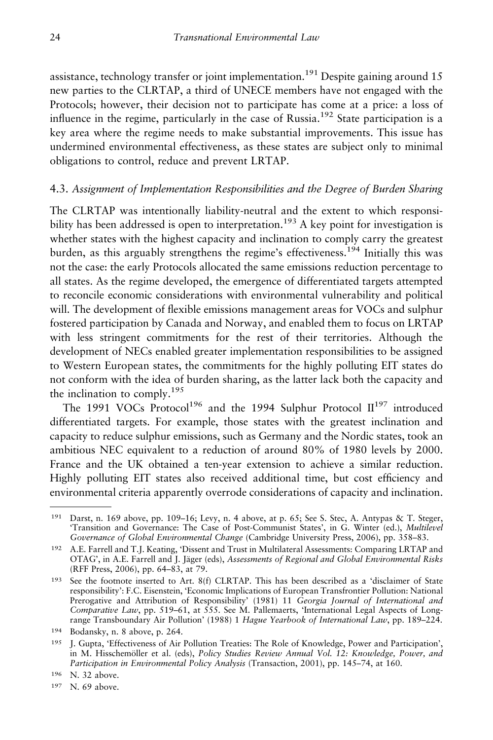assistance, technology transfer or joint implementation.[191] Despite gaining around 15 new parties to the CLRTAP, a third of UNECE members have not engaged with the Protocols; however, their decision not to participate has come at a price: a loss of influence in the regime, particularly in the case of Russia.[192] State participation is a key area where the regime needs to make substantial improvements. This issue has undermined environmental effectiveness, as these states are subject only to minimal obligations to control, reduce and prevent LRTAP.

### 4.3. *Assignment of Implementation Responsibilities and the Degree of Burden Sharing*

The CLRTAP was intentionally liability-neutral and the extent to which responsibility has been addressed is open to interpretation.[193] A key point for investigation is whether states with the highest capacity and inclination to comply carry the greatest burden, as this arguably strengthens the regime's effectiveness.[194] Initially this was not the case: the early Protocols allocated the same emissions reduction percentage to all states. As the regime developed, the emergence of differentiated targets attempted to reconcile economic considerations with environmental vulnerability and political will. The development of flexible emissions management areas for VOCs and sulphur fostered participation by Canada and Norway, and enabled them to focus on LRTAP with less stringent commitments for the rest of their territories. Although the development of NECs enabled greater implementation responsibilities to be assigned to Western European states, the commitments for the highly polluting EIT states do not conform with the idea of burden sharing, as the latter lack both the capacity and the inclination to comply.[195]

The 1991 VOCs Protocol[196] and the 1994 Sulphur Protocol II[197] introduced differentiated targets. For example, those states with the greatest inclination and capacity to reduce sulphur emissions, such as Germany and the Nordic states, took an ambitious NEC equivalent to a reduction of around 80% of 1980 levels by 2000. France and the UK obtained a ten-year extension to achieve a similar reduction. Highly polluting EIT states also received additional time, but cost efficiency and environmental criteria apparently overrode considerations of capacity and inclination.

---

[191] Darst, n. 169 above, pp. 109–16; Levy, n. 4 above, at p. 65; See S. Stec, A. Antypas & T. Steger, 'Transition and Governance: The Case of Post-Communist States', in G. Winter (ed.), *Multilevel Governance of Global Environmental Change* (Cambridge University Press, 2006), pp. 358–83.

[192] A.E. Farrell and T.J. Keating, 'Dissent and Trust in Multilateral Assessments: Comparing LRTAP and OTAG', in A.E. Farrell and J. Jäger (eds), *Assessments of Regional and Global Environmental Risks* (RFF Press, 2006), pp. 64–83, at 79.

[193] See the footnote inserted to Art. 8(f) CLRTAP. This has been described as a 'disclaimer of State responsibility': F.C. Eisenstein, 'Economic Implications of European Transfrontier Pollution: National Prerogative and Attribution of Responsibility' (1981) 11 *Georgia Journal of International and Comparative Law*, pp. 519–61, at 555. See M. Pallemaerts, 'International Legal Aspects of Long-range Transboundary Air Pollution' (1988) 1 *Hague Yearbook of International Law*, pp. 189–224.

[194] Bodansky, n. 8 above, p. 264.

[195] J. Gupta, 'Effectiveness of Air Pollution Treaties: The Role of Knowledge, Power and Participation', in M. Hisschemöller et al. (eds), *Policy Studies Review Annual Vol. 12: Knowledge, Power, and Participation in Environmental Policy Analysis* (Transaction, 2001), pp. 145–74, at 160.

[196] N. 32 above.

[197] N. 69 above.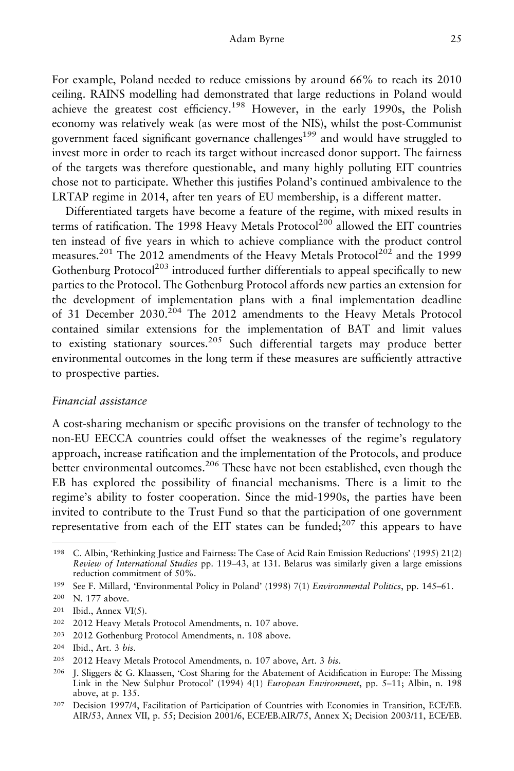For example, Poland needed to reduce emissions by around 66% to reach its 2010 ceiling. RAINS modelling had demonstrated that large reductions in Poland would achieve the greatest cost efficiency.[198] However, in the early 1990s, the Polish economy was relatively weak (as were most of the NIS), whilst the post-Communist government faced significant governance challenges[199] and would have struggled to invest more in order to reach its target without increased donor support. The fairness of the targets was therefore questionable, and many highly polluting EIT countries chose not to participate. Whether this justifies Poland's continued ambivalence to the LRTAP regime in 2014, after ten years of EU membership, is a different matter.

Differentiated targets have become a feature of the regime, with mixed results in terms of ratification. The 1998 Heavy Metals Protocol[200] allowed the EIT countries ten instead of five years in which to achieve compliance with the product control measures.[201] The 2012 amendments of the Heavy Metals Protocol[202] and the 1999 Gothenburg Protocol[203] introduced further differentials to appeal specifically to new parties to the Protocol. The Gothenburg Protocol affords new parties an extension for the development of implementation plans with a final implementation deadline of 31 December 2030.[204] The 2012 amendments to the Heavy Metals Protocol contained similar extensions for the implementation of BAT and limit values to existing stationary sources.[205] Such differential targets may produce better environmental outcomes in the long term if these measures are sufficiently attractive to prospective parties.

*Financial assistance*

A cost-sharing mechanism or specific provisions on the transfer of technology to the non-EU EECCA countries could offset the weaknesses of the regime's regulatory approach, increase ratification and the implementation of the Protocols, and produce better environmental outcomes.[206] These have not been established, even though the EB has explored the possibility of financial mechanisms. There is a limit to the regime's ability to foster cooperation. Since the mid-1990s, the parties have been invited to contribute to the Trust Fund so that the participation of one government representative from each of the EIT states can be funded;[207] this appears to have

---

198 C. Albin, 'Rethinking Justice and Fairness: The Case of Acid Rain Emission Reductions' (1995) 21(2) *Review of International Studies* pp. 119–43, at 131. Belarus was similarly given a large emissions reduction commitment of 50%.

199 See F. Millard, 'Environmental Policy in Poland' (1998) 7(1) *Environmental Politics*, pp. 145–61.

200 N. 177 above.

201 Ibid., Annex VI(5).

202 2012 Heavy Metals Protocol Amendments, n. 107 above.

203 2012 Gothenburg Protocol Amendments, n. 108 above.

204 Ibid., Art. 3 *bis*.

205 2012 Heavy Metals Protocol Amendments, n. 107 above, Art. 3 *bis*.

206 J. Sliggers & G. Klaassen, 'Cost Sharing for the Abatement of Acidification in Europe: The Missing Link in the New Sulphur Protocol' (1994) 4(1) *European Environment*, pp. 5–11; Albin, n. 198 above, at p. 135.

207 Decision 1997/4, Facilitation of Participation of Countries with Economies in Transition, ECE/EB.AIR/53, Annex VII, p. 55; Decision 2001/6, ECE/EB.AIR/75, Annex X; Decision 2003/11, ECE/EB.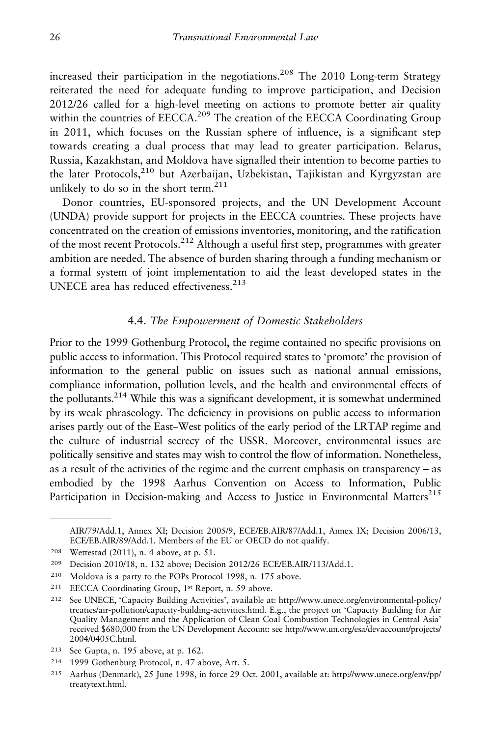increased their participation in the negotiations.[208] The 2010 Long-term Strategy reiterated the need for adequate funding to improve participation, and Decision 2012/26 called for a high-level meeting on actions to promote better air quality within the countries of EECCA.[209] The creation of the EECCA Coordinating Group in 2011, which focuses on the Russian sphere of influence, is a significant step towards creating a dual process that may lead to greater participation. Belarus, Russia, Kazakhstan, and Moldova have signalled their intention to become parties to the later Protocols,[210] but Azerbaijan, Uzbekistan, Tajikistan and Kyrgyzstan are unlikely to do so in the short term.[211]

Donor countries, EU-sponsored projects, and the UN Development Account (UNDA) provide support for projects in the EECCA countries. These projects have concentrated on the creation of emissions inventories, monitoring, and the ratification of the most recent Protocols.[212] Although a useful first step, programmes with greater ambition are needed. The absence of burden sharing through a funding mechanism or a formal system of joint implementation to aid the least developed states in the UNECE area has reduced effectiveness.[213]

### 4.4. *The Empowerment of Domestic Stakeholders*

Prior to the 1999 Gothenburg Protocol, the regime contained no specific provisions on public access to information. This Protocol required states to 'promote' the provision of information to the general public on issues such as national annual emissions, compliance information, pollution levels, and the health and environmental effects of the pollutants.[214] While this was a significant development, it is somewhat undermined by its weak phraseology. The deficiency in provisions on public access to information arises partly out of the East–West politics of the early period of the LRTAP regime and the culture of industrial secrecy of the USSR. Moreover, environmental issues are politically sensitive and states may wish to control the flow of information. Nonetheless, as a result of the activities of the regime and the current emphasis on transparency – as embodied by the 1998 Aarhus Convention on Access to Information, Public Participation in Decision-making and Access to Justice in Environmental Matters[215]

---

AIR/79/Add.1, Annex XI; Decision 2005/9, ECE/EB.AIR/87/Add.1, Annex IX; Decision 2006/13, ECE/EB.AIR/89/Add.1. Members of the EU or OECD do not qualify.

[208] Wettestad (2011), n. 4 above, at p. 51.

[209] Decision 2010/18, n. 132 above; Decision 2012/26 ECE/EB.AIR/113/Add.1.

[210] Moldova is a party to the POPs Protocol 1998, n. 175 above.

[211] EECCA Coordinating Group, 1st Report, n. 59 above.

[212] See UNECE, 'Capacity Building Activities', available at: http://www.unece.org/environmental-policy/treaties/air-pollution/capacity-building-activities.html. E.g., the project on 'Capacity Building for Air Quality Management and the Application of Clean Coal Combustion Technologies in Central Asia' received $680,000 from the UN Development Account: see http://www.un.org/esa/devaccount/projects/2004/0405C.html.

[213] See Gupta, n. 195 above, at p. 162.

[214] 1999 Gothenburg Protocol, n. 47 above, Art. 5.

[215] Aarhus (Denmark), 25 June 1998, in force 29 Oct. 2001, available at: http://www.unece.org/env/pp/treatytext.html.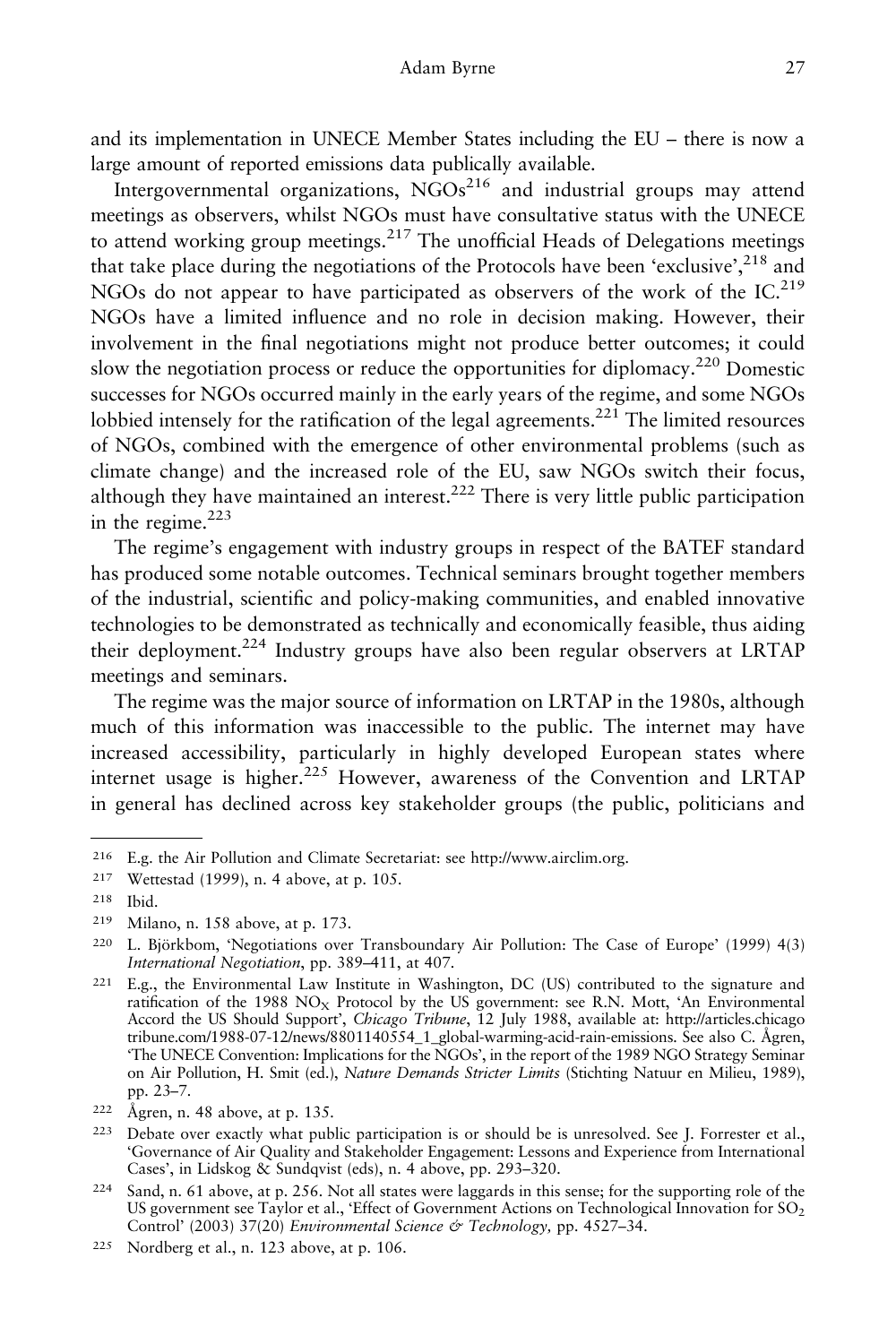and its implementation in UNECE Member States including the EU – there is now a large amount of reported emissions data publically available.

Intergovernmental organizations, NGOs[216] and industrial groups may attend meetings as observers, whilst NGOs must have consultative status with the UNECE to attend working group meetings.[217] The unofficial Heads of Delegations meetings that take place during the negotiations of the Protocols have been 'exclusive',[218] and NGOs do not appear to have participated as observers of the work of the IC.[219] NGOs have a limited influence and no role in decision making. However, their involvement in the final negotiations might not produce better outcomes; it could slow the negotiation process or reduce the opportunities for diplomacy.[220] Domestic successes for NGOs occurred mainly in the early years of the regime, and some NGOs lobbied intensely for the ratification of the legal agreements.[221] The limited resources of NGOs, combined with the emergence of other environmental problems (such as climate change) and the increased role of the EU, saw NGOs switch their focus, although they have maintained an interest.[222] There is very little public participation in the regime.[223]

The regime's engagement with industry groups in respect of the BATEF standard has produced some notable outcomes. Technical seminars brought together members of the industrial, scientific and policy-making communities, and enabled innovative technologies to be demonstrated as technically and economically feasible, thus aiding their deployment.[224] Industry groups have also been regular observers at LRTAP meetings and seminars.

The regime was the major source of information on LRTAP in the 1980s, although much of this information was inaccessible to the public. The internet may have increased accessibility, particularly in highly developed European states where internet usage is higher.[225] However, awareness of the Convention and LRTAP in general has declined across key stakeholder groups (the public, politicians and

---

216 E.g. the Air Pollution and Climate Secretariat: see http://www.airclim.org.

217 Wettestad (1999), n. 4 above, at p. 105.

218 Ibid.

219 Milano, n. 158 above, at p. 173.

220 L. Björkbom, 'Negotiations over Transboundary Air Pollution: The Case of Europe' (1999) 4(3) *International Negotiation*, pp. 389–411, at 407.

221 E.g., the Environmental Law Institute in Washington, DC (US) contributed to the signature and ratification of the 1988 $NO_X$ Protocol by the US government: see R.N. Mott, 'An Environmental Accord the US Should Support', *Chicago Tribune*, 12 July 1988, available at: http://articles.chicagotribune.com/1988-07-12/news/8801140554_1_global-warming-acid-rain-emissions. See also C. Ågren, 'The UNECE Convention: Implications for the NGOs', in the report of the 1989 NGO Strategy Seminar on Air Pollution, H. Smit (ed.), *Nature Demands Stricter Limits* (Stichting Natuur en Milieu, 1989), pp. 23–7.

222 Ågren, n. 48 above, at p. 135.

223 Debate over exactly what public participation is or should be is unresolved. See J. Forrester et al., 'Governance of Air Quality and Stakeholder Engagement: Lessons and Experience from International Cases', in Lidskog & Sundqvist (eds), n. 4 above, pp. 293–320.

224 Sand, n. 61 above, at p. 256. Not all states were laggards in this sense; for the supporting role of the US government see Taylor et al., 'Effect of Government Actions on Technological Innovation for $SO_2$ Control' (2003) 37(20) *Environmental Science & Technology*, pp. 4527–34.

225 Nordberg et al., n. 123 above, at p. 106.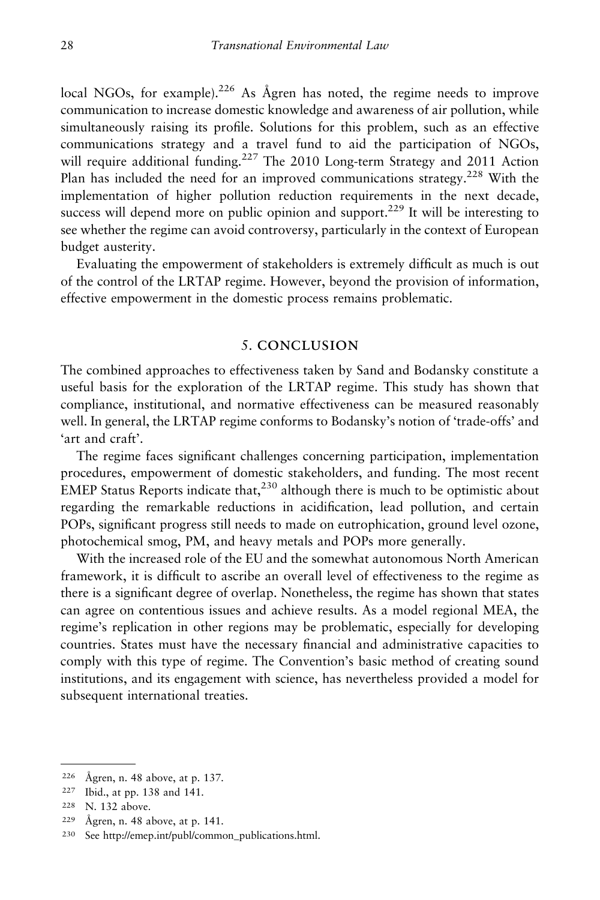local NGOs, for example).[226] As Ågren has noted, the regime needs to improve communication to increase domestic knowledge and awareness of air pollution, while simultaneously raising its profile. Solutions for this problem, such as an effective communications strategy and a travel fund to aid the participation of NGOs, will require additional funding.[227] The 2010 Long-term Strategy and 2011 Action Plan has included the need for an improved communications strategy.[228] With the implementation of higher pollution reduction requirements in the next decade, success will depend more on public opinion and support.[229] It will be interesting to see whether the regime can avoid controversy, particularly in the context of European budget austerity.

Evaluating the empowerment of stakeholders is extremely difficult as much is out of the control of the LRTAP regime. However, beyond the provision of information, effective empowerment in the domestic process remains problematic.

## 5. CONCLUSION

The combined approaches to effectiveness taken by Sand and Bodansky constitute a useful basis for the exploration of the LRTAP regime. This study has shown that compliance, institutional, and normative effectiveness can be measured reasonably well. In general, the LRTAP regime conforms to Bodansky's notion of 'trade-offs' and 'art and craft'.

The regime faces significant challenges concerning participation, implementation procedures, empowerment of domestic stakeholders, and funding. The most recent EMEP Status Reports indicate that,[230] although there is much to be optimistic about regarding the remarkable reductions in acidification, lead pollution, and certain POPs, significant progress still needs to made on eutrophication, ground level ozone, photochemical smog, PM, and heavy metals and POPs more generally.

With the increased role of the EU and the somewhat autonomous North American framework, it is difficult to ascribe an overall level of effectiveness to the regime as there is a significant degree of overlap. Nonetheless, the regime has shown that states can agree on contentious issues and achieve results. As a model regional MEA, the regime's replication in other regions may be problematic, especially for developing countries. States must have the necessary financial and administrative capacities to comply with this type of regime. The Convention's basic method of creating sound institutions, and its engagement with science, has nevertheless provided a model for subsequent international treaties.

---

[226] Ågren, n. 48 above, at p. 137.

[227] Ibid., at pp. 138 and 141.

[228] N. 132 above.

[229] Ågren, n. 48 above, at p. 141.

[230] See http://emep.int/publ/common_publications.html.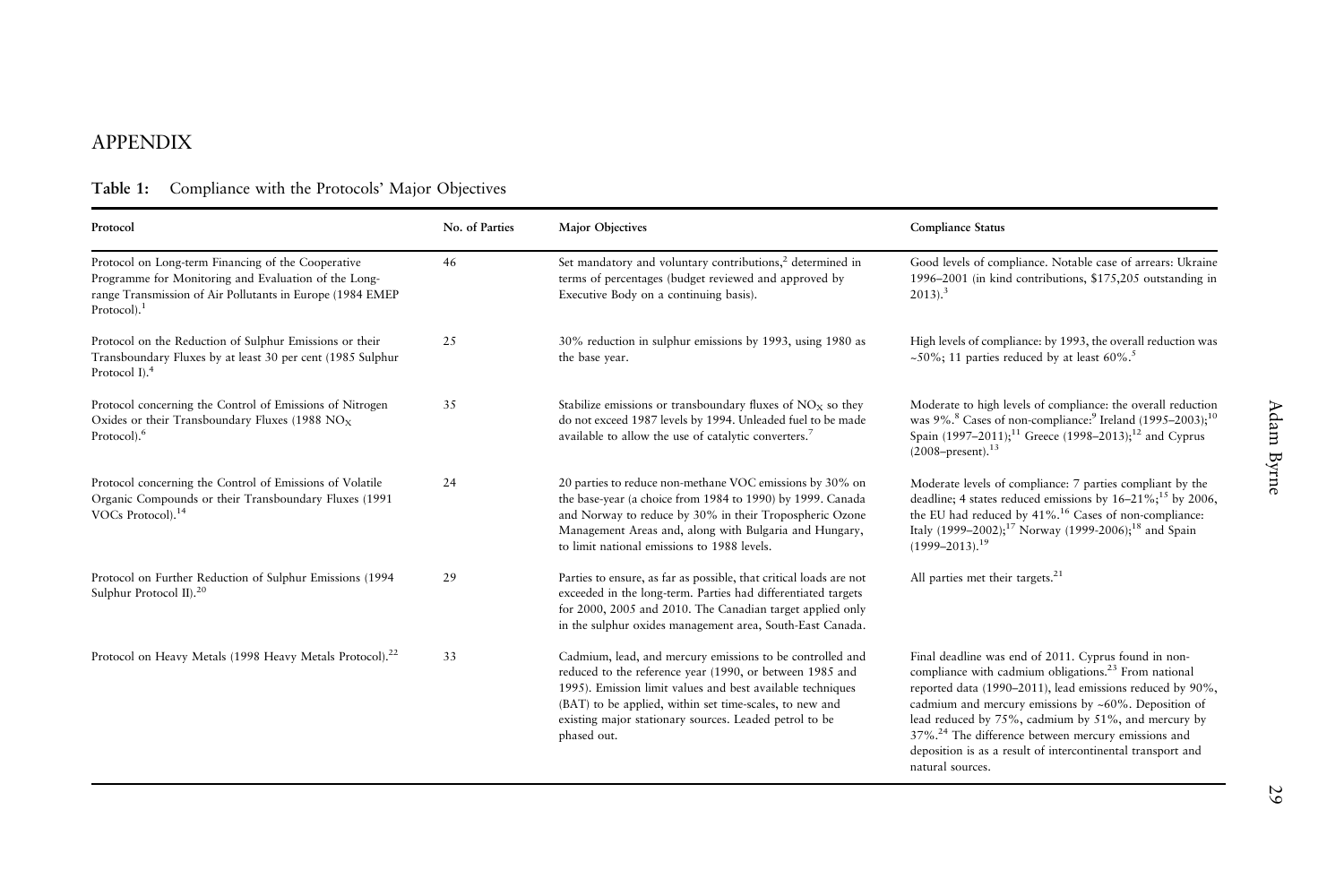## APPENDIX

**Table 1:** Compliance with the Protocols' Major Objectives

| Protocol | No. of Parties | Major Objectives | Compliance Status |
|---|---|---|---|
| Protocol on Long-term Financing of the Cooperative Programme for Monitoring and Evaluation of the Long-range Transmission of Air Pollutants in Europe (1984 EMEP Protocol).[1] | 46 | Set mandatory and voluntary contributions,[2] determined in terms of percentages (budget reviewed and approved by Executive Body on a continuing basis). | Good levels of compliance. Notable case of arrears: Ukraine 1996–2001 (in kind contributions, $175,205 outstanding in 2013).[3] |
| Protocol on the Reduction of Sulphur Emissions or their Transboundary Fluxes by at least 30 per cent (1985 Sulphur Protocol I).[4] | 25 | 30% reduction in sulphur emissions by 1993, using 1980 as the base year. | High levels of compliance: by 1993, the overall reduction was ~50%; 11 parties reduced by at least 60%.[5] |
| Protocol concerning the Control of Emissions of Nitrogen Oxides or their Transboundary Fluxes (1988 $NO_X$ Protocol).[6] | 35 | Stabilize emissions or transboundary fluxes of $NO_X$ so they do not exceed 1987 levels by 1994. Unleaded fuel to be made available to allow the use of catalytic converters.[7] | Moderate to high levels of compliance: the overall reduction was 9%.[8] Cases of non-compliance:[9] Ireland (1995–2003);[10] Spain (1997–2011);[11] Greece (1998–2013);[12] and Cyprus (2008–present).[13] |
| Protocol concerning the Control of Emissions of Volatile Organic Compounds or their Transboundary Fluxes (1991 VOCs Protocol).[14] | 24 | 20 parties to reduce non-methane VOC emissions by 30% on the base-year (a choice from 1984 to 1990) by 1999. Canada and Norway to reduce by 30% in their Tropospheric Ozone Management Areas and, along with Bulgaria and Hungary, to limit national emissions to 1988 levels. | Moderate levels of compliance: 7 parties compliant by the deadline; 4 states reduced emissions by 16–21%;[15] by 2006, the EU had reduced by 41%.[16] Cases of non-compliance: Italy (1999–2002);[17] Norway (1999-2006);[18] and Spain (1999–2013).[19] |
| Protocol on Further Reduction of Sulphur Emissions (1994 Sulphur Protocol II).[20] | 29 | Parties to ensure, as far as possible, that critical loads are not exceeded in the long-term. Parties had differentiated targets for 2000, 2005 and 2010. The Canadian target applied only in the sulphur oxides management area, South-East Canada. | All parties met their targets.[21] |
| Protocol on Heavy Metals (1998 Heavy Metals Protocol).[22] | 33 | Cadmium, lead, and mercury emissions to be controlled and reduced to the reference year (1990, or between 1985 and 1995). Emission limit values and best available techniques (BAT) to be applied, within set time-scales, to new and existing major stationary sources. Leaded petrol to be phased out. | Final deadline was end of 2011. Cyprus found in non-compliance with cadmium obligations.[23] From national reported data (1990–2011), lead emissions reduced by 90%, cadmium and mercury emissions by ~60%. Deposition of lead reduced by 75%, cadmium by 51%, and mercury by 37%.[24] The difference between mercury emissions and deposition is as a result of intercontinental transport and natural sources. |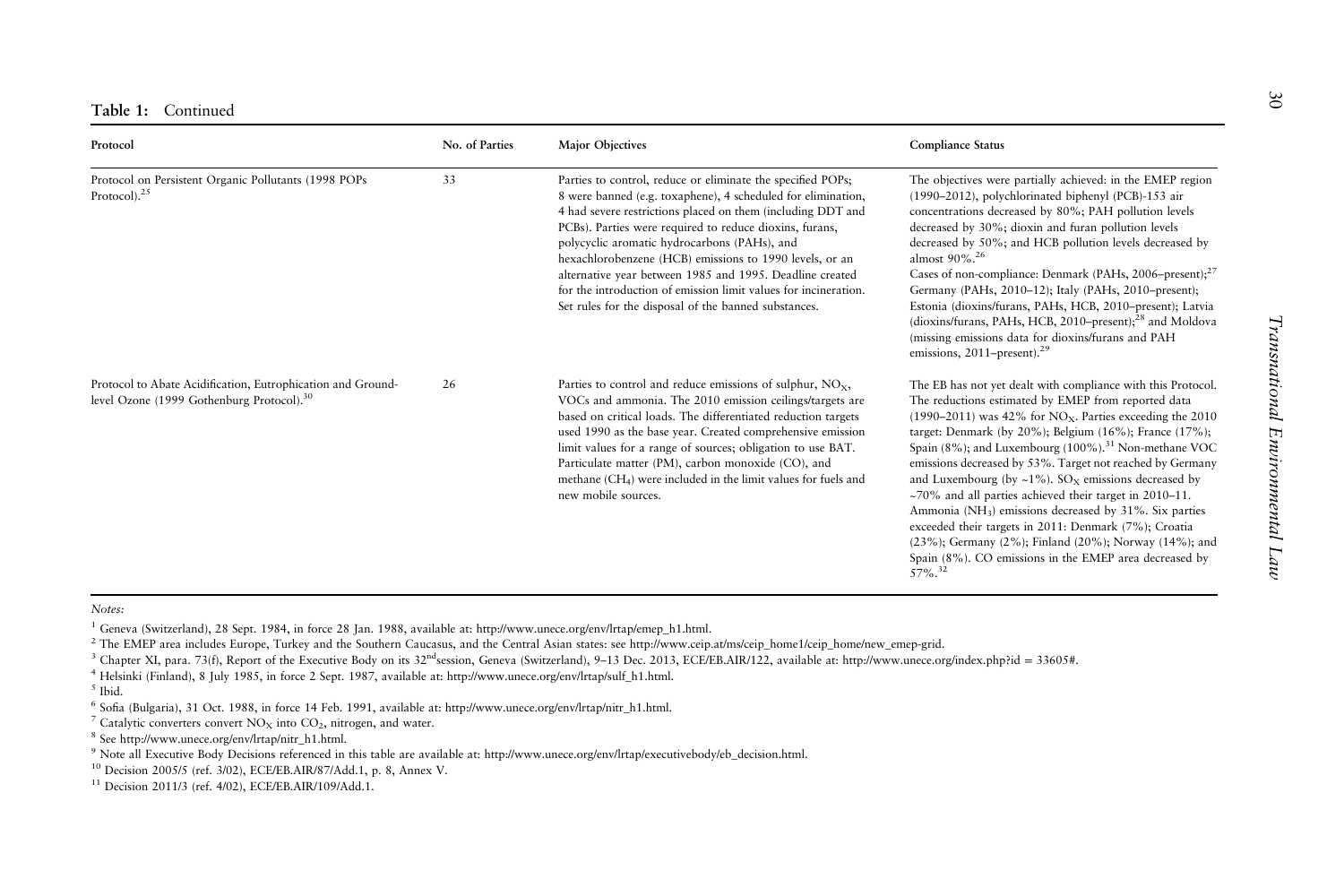**Table 1:** Continued

| Protocol | No. of Parties | Major Objectives | Compliance Status |
|---|---|---|---|
| Protocol on Persistent Organic Pollutants (1998 POPs Protocol).[25] | 33 | Parties to control, reduce or eliminate the specified POPs; 8 were banned (e.g. toxaphene), 4 scheduled for elimination, 4 had severe restrictions placed on them (including DDT and PCBs). Parties were required to reduce dioxins, furans, polycyclic aromatic hydrocarbons (PAHs), and hexachlorobenzene (HCB) emissions to 1990 levels, or an alternative year between 1985 and 1995. Deadline created for the introduction of emission limit values for incineration. Set rules for the disposal of the banned substances. | The objectives were partially achieved: in the EMEP region (1990–2012), polychlorinated biphenyl (PCB)-153 air concentrations decreased by 80%; PAH pollution levels decreased by 30%; dioxin and furan pollution levels decreased by 50%; and HCB pollution levels decreased by almost 90%.[26] Cases of non-compliance: Denmark (PAHs, 2006–present);[27] Germany (PAHs, 2010–12); Italy (PAHs, 2010–present); Estonia (dioxins/furans, PAHs, HCB, 2010–present); Latvia (dioxins/furans, PAHs, HCB, 2010–present);[28] and Moldova (missing emissions data for dioxins/furans and PAH emissions, 2011–present).[29] |
| Protocol to Abate Acidification, Eutrophication and Ground-level Ozone (1999 Gothenburg Protocol).[30] | 26 | Parties to control and reduce emissions of sulphur, $NO_X$, VOCs and ammonia. The 2010 emission ceilings/targets are based on critical loads. The differentiated reduction targets used 1990 as the base year. Created comprehensive emission limit values for a range of sources; obligation to use BAT. Particulate matter (PM), carbon monoxide (CO), and methane ($CH_4$) were included in the limit values for fuels and new mobile sources. | The EB has not yet dealt with compliance with this Protocol. The reductions estimated by EMEP from reported data (1990–2011) was 42% for $NO_X$. Parties exceeding the 2010 target: Denmark (by 20%); Belgium (16%); France (17%); Spain (8%); and Luxembourg (100%).[31] Non-methane VOC emissions decreased by 53%. Target not reached by Germany and Luxembourg (by ~1%). $SO_X$ emissions decreased by ~70% and all parties achieved their target in 2010–11. Ammonia ($NH_3$) emissions decreased by 31%. Six parties exceeded their targets in 2011: Denmark (7%); Croatia (23%); Germany (2%); Finland (20%); Norway (14%); and Spain (8%). CO emissions in the EMEP area decreased by 57%.[32] |

*Notes:*

[1] Geneva (Switzerland), 28 Sept. 1984, in force 28 Jan. 1988, available at: http://www.unece.org/env/lrtap/emep_h1.html.

[2] The EMEP area includes Europe, Turkey and the Southern Caucasus, and the Central Asian states: see http://www.ceip.at/ms/ceip_home1/ceip_home/new_emep-grid.

[3] Chapter XI, para. 73(f), Report of the Executive Body on its 32nd session, Geneva (Switzerland), 9–13 Dec. 2013, ECE/EB.AIR/122, available at: http://www.unece.org/index.php?id = 33605#.

[4] Helsinki (Finland), 8 July 1985, in force 2 Sept. 1987, available at: http://www.unece.org/env/lrtap/sulf_h1.html.

[5] Ibid.

[6] Sofia (Bulgaria), 31 Oct. 1988, in force 14 Feb. 1991, available at: http://www.unece.org/env/lrtap/nitr_h1.html.

[7] Catalytic converters convert $NO_X$ into $CO_2$, nitrogen, and water.

[8] See http://www.unece.org/env/lrtap/nitr_h1.html.

[9] Note all Executive Body Decisions referenced in this table are available at: http://www.unece.org/env/lrtap/executivebody/eb_decision.html.

[10] Decision 2005/5 (ref. 3/02), ECE/EB.AIR/87/Add.1, p. 8, Annex V.

[11] Decision 2011/3 (ref. 4/02), ECE/EB.AIR/109/Add.1.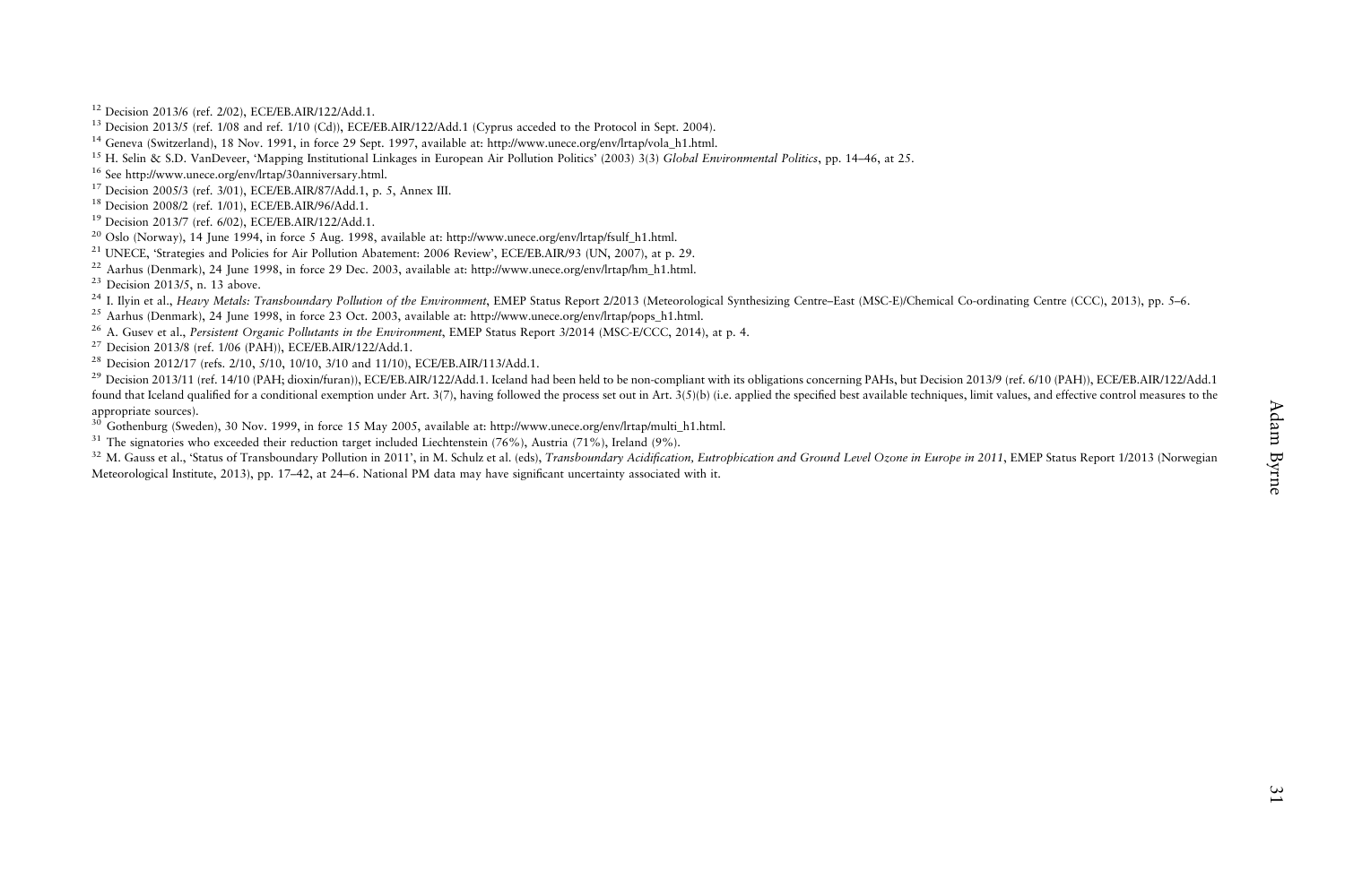[12] Decision 2013/6 (ref. 2/02), ECE/EB.AIR/122/Add.1.

[13] Decision 2013/5 (ref. 1/08 and ref. 1/10 (Cd)), ECE/EB.AIR/122/Add.1 (Cyprus acceded to the Protocol in Sept. 2004).

[14] Geneva (Switzerland), 18 Nov. 1991, in force 29 Sept. 1997, available at: http://www.unece.org/env/lrtap/vola_h1.html.

[15] H. Selin & S.D. VanDeveer, 'Mapping Institutional Linkages in European Air Pollution Politics' (2003) 3(3) *Global Environmental Politics*, pp. 14–46, at 25.

[16] See http://www.unece.org/env/lrtap/30anniversary.html.

[17] Decision 2005/3 (ref. 3/01), ECE/EB.AIR/87/Add.1, p. 5, Annex III.

[18] Decision 2008/2 (ref. 1/01), ECE/EB.AIR/96/Add.1.

[19] Decision 2013/7 (ref. 6/02), ECE/EB.AIR/122/Add.1.

[20] Oslo (Norway), 14 June 1994, in force 5 Aug. 1998, available at: http://www.unece.org/env/lrtap/fsulf_h1.html.

[21] UNECE, 'Strategies and Policies for Air Pollution Abatement: 2006 Review', ECE/EB.AIR/93 (UN, 2007), at p. 29.

[22] Aarhus (Denmark), 24 June 1998, in force 29 Dec. 2003, available at: http://www.unece.org/env/lrtap/hm_h1.html.

[23] Decision 2013/5, n. 13 above.

[24] I. Ilyin et al., *Heavy Metals: Transboundary Pollution of the Environment*, EMEP Status Report 2/2013 (Meteorological Synthesizing Centre–East (MSC-E)/Chemical Co-ordinating Centre (CCC), 2013), pp. 5–6.

[25] Aarhus (Denmark), 24 June 1998, in force 23 Oct. 2003, available at: http://www.unece.org/env/lrtap/pops_h1.html.

[26] A. Gusev et al., *Persistent Organic Pollutants in the Environment*, EMEP Status Report 3/2014 (MSC-E/CCC, 2014), at p. 4.

[27] Decision 2013/8 (ref. 1/06 (PAH)), ECE/EB.AIR/122/Add.1.

[28] Decision 2012/17 (refs. 2/10, 5/10, 10/10, 3/10 and 11/10), ECE/EB.AIR/113/Add.1.

[29] Decision 2013/11 (ref. 14/10 (PAH; dioxin/furan)), ECE/EB.AIR/122/Add.1. Iceland had been held to be non-compliant with its obligations concerning PAHs, but Decision 2013/9 (ref. 6/10 (PAH)), ECE/EB.AIR/122/Add.1 found that Iceland qualified for a conditional exemption under Art. 3(7), having followed the process set out in Art. 3(5)(b) (i.e. applied the specified best available techniques, limit values, and effective control measures to the appropriate sources).

[30] Gothenburg (Sweden), 30 Nov. 1999, in force 15 May 2005, available at: http://www.unece.org/env/lrtap/multi_h1.html.

[31] The signatories who exceeded their reduction target included Liechtenstein (76%), Austria (71%), Ireland (9%).

[32] M. Gauss et al., 'Status of Transboundary Pollution in 2011', in M. Schulz et al. (eds), *Transboundary Acidification, Eutrophication and Ground Level Ozone in Europe in 2011*, EMEP Status Report 1/2013 (Norwegian Meteorological Institute, 2013), pp. 17–42, at 24–6. National PM data may have significant uncertainty associated with it.